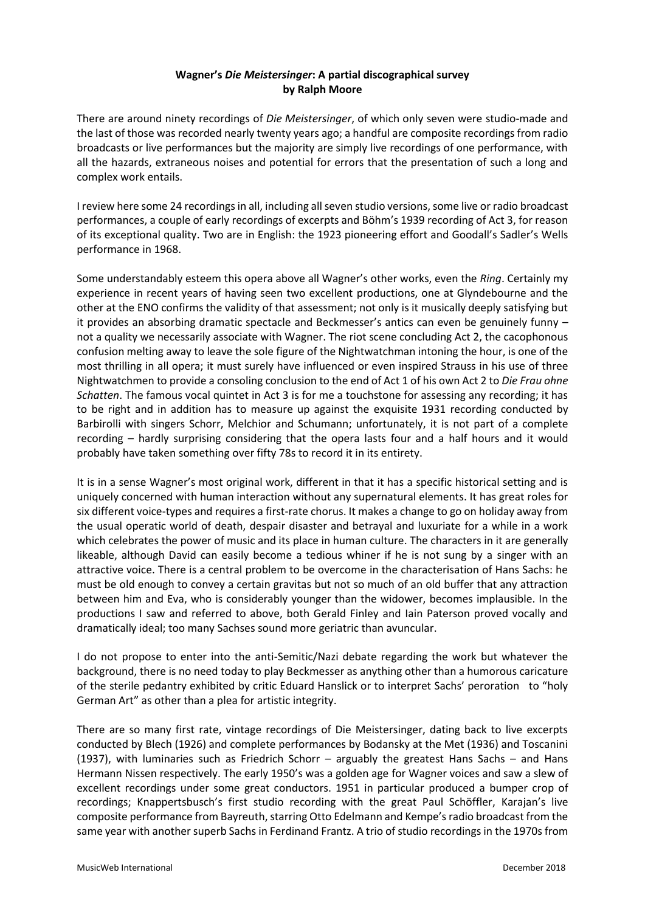# Wagner's *Die Meistersinger*: A partial discographical survey
## by Ralph Moore

There are around ninety recordings of *Die Meistersinger*, of which only seven were studio-made and the last of those was recorded nearly twenty years ago; a handful are composite recordings from radio broadcasts or live performances but the majority are simply live recordings of one performance, with all the hazards, extraneous noises and potential for errors that the presentation of such a long and complex work entails.

I review here some 24 recordings in all, including all seven studio versions, some live or radio broadcast performances, a couple of early recordings of excerpts and Böhm's 1939 recording of Act 3, for reason of its exceptional quality. Two are in English: the 1923 pioneering effort and Goodall's Sadler's Wells performance in 1968.

Some understandably esteem this opera above all Wagner's other works, even the *Ring*. Certainly my experience in recent years of having seen two excellent productions, one at Glyndebourne and the other at the ENO confirms the validity of that assessment; not only is it musically deeply satisfying but it provides an absorbing dramatic spectacle and Beckmesser's antics can even be genuinely funny – not a quality we necessarily associate with Wagner. The riot scene concluding Act 2, the cacophonous confusion melting away to leave the sole figure of the Nightwatchman intoning the hour, is one of the most thrilling in all opera; it must surely have influenced or even inspired Strauss in his use of three Nightwatchmen to provide a consoling conclusion to the end of Act 1 of his own Act 2 to *Die Frau ohne Schatten*. The famous vocal quintet in Act 3 is for me a touchstone for assessing any recording; it has to be right and in addition has to measure up against the exquisite 1931 recording conducted by Barbirolli with singers Schorr, Melchior and Schumann; unfortunately, it is not part of a complete recording – hardly surprising considering that the opera lasts four and a half hours and it would probably have taken something over fifty 78s to record it in its entirety.

It is in a sense Wagner's most original work, different in that it has a specific historical setting and is uniquely concerned with human interaction without any supernatural elements. It has great roles for six different voice-types and requires a first-rate chorus. It makes a change to go on holiday away from the usual operatic world of death, despair disaster and betrayal and luxuriate for a while in a work which celebrates the power of music and its place in human culture. The characters in it are generally likeable, although David can easily become a tedious whiner if he is not sung by a singer with an attractive voice. There is a central problem to be overcome in the characterisation of Hans Sachs: he must be old enough to convey a certain gravitas but not so much of an old buffer that any attraction between him and Eva, who is considerably younger than the widower, becomes implausible. In the productions I saw and referred to above, both Gerald Finley and Iain Paterson proved vocally and dramatically ideal; too many Sachses sound more geriatric than avuncular.

I do not propose to enter into the anti-Semitic/Nazi debate regarding the work but whatever the background, there is no need today to play Beckmesser as anything other than a humorous caricature of the sterile pedantry exhibited by critic Eduard Hanslick or to interpret Sachs' peroration to "holy German Art" as other than a plea for artistic integrity.

There are so many first rate, vintage recordings of Die Meistersinger, dating back to live excerpts conducted by Blech (1926) and complete performances by Bodansky at the Met (1936) and Toscanini (1937), with luminaries such as Friedrich Schorr – arguably the greatest Hans Sachs – and Hans Hermann Nissen respectively. The early 1950's was a golden age for Wagner voices and saw a slew of excellent recordings under some great conductors. 1951 in particular produced a bumper crop of recordings; Knappertsbusch's first studio recording with the great Paul Schöffler, Karajan's live composite performance from Bayreuth, starring Otto Edelmann and Kempe's radio broadcast from the same year with another superb Sachs in Ferdinand Frantz. A trio of studio recordings in the 1970s from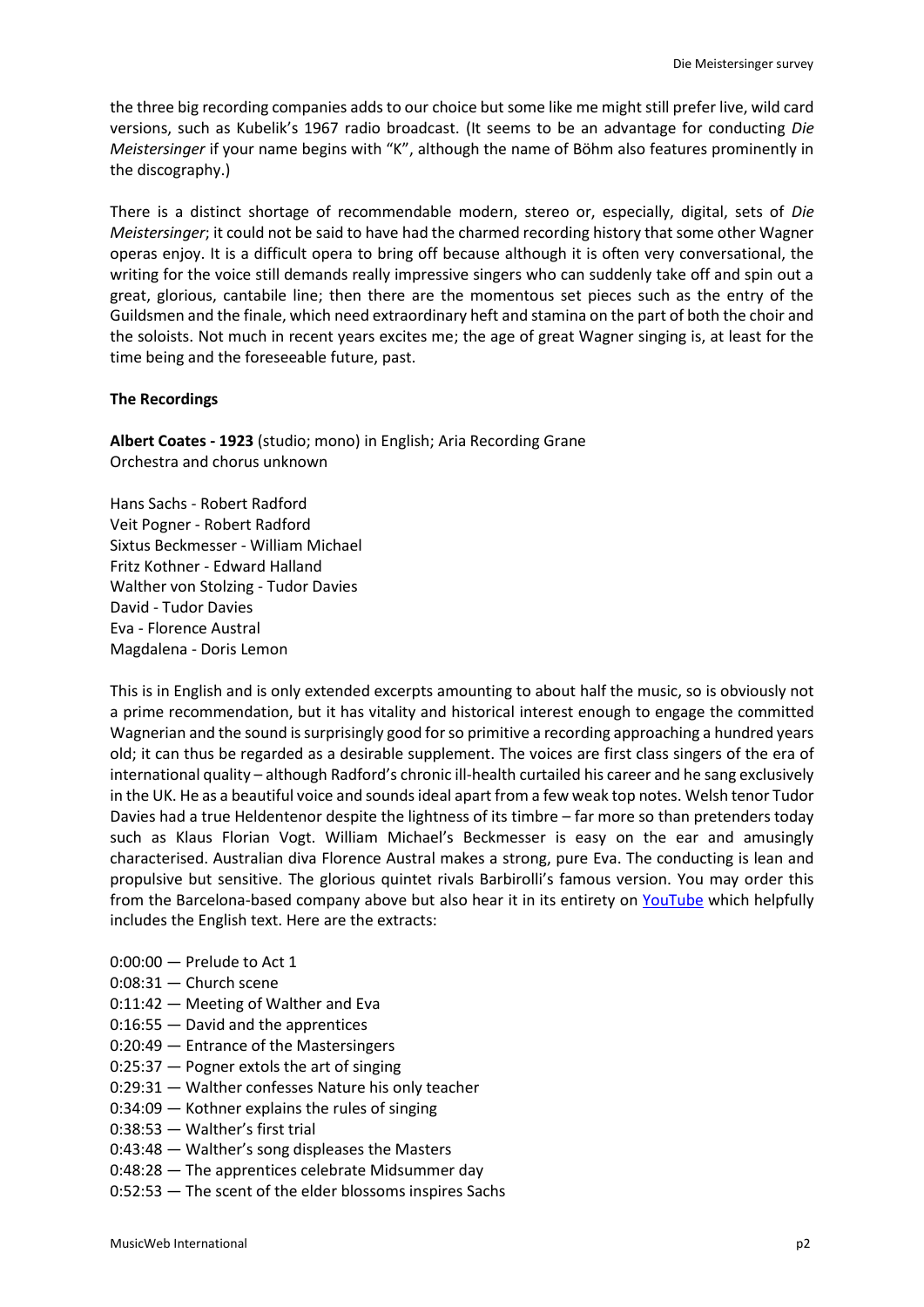the three big recording companies adds to our choice but some like me might still prefer live, wild card versions, such as Kubelik's 1967 radio broadcast. (It seems to be an advantage for conducting *Die Meistersinger* if your name begins with "K", although the name of Böhm also features prominently in the discography.)

There is a distinct shortage of recommendable modern, stereo or, especially, digital, sets of *Die Meistersinger*; it could not be said to have had the charmed recording history that some other Wagner operas enjoy. It is a difficult opera to bring off because although it is often very conversational, the writing for the voice still demands really impressive singers who can suddenly take off and spin out a great, glorious, cantabile line; then there are the momentous set pieces such as the entry of the Guildsmen and the finale, which need extraordinary heft and stamina on the part of both the choir and the soloists. Not much in recent years excites me; the age of great Wagner singing is, at least for the time being and the foreseeable future, past.

**The Recordings**

**Albert Coates - 1923** (studio; mono) in English; Aria Recording Grane
Orchestra and chorus unknown

Hans Sachs - Robert Radford
Veit Pogner - Robert Radford
Sixtus Beckmesser - William Michael
Fritz Kothner - Edward Halland
Walther von Stolzing - Tudor Davies
David - Tudor Davies
Eva - Florence Austral
Magdalena - Doris Lemon

This is in English and is only extended excerpts amounting to about half the music, so is obviously not a prime recommendation, but it has vitality and historical interest enough to engage the committed Wagnerian and the sound is surprisingly good for so primitive a recording approaching a hundred years old; it can thus be regarded as a desirable supplement. The voices are first class singers of the era of international quality – although Radford's chronic ill-health curtailed his career and he sang exclusively in the UK. He as a beautiful voice and sounds ideal apart from a few weak top notes. Welsh tenor Tudor Davies had a true Heldentenor despite the lightness of its timbre – far more so than pretenders today such as Klaus Florian Vogt. William Michael's Beckmesser is easy on the ear and amusingly characterised. Australian diva Florence Austral makes a strong, pure Eva. The conducting is lean and propulsive but sensitive. The glorious quintet rivals Barbirolli's famous version. You may order this from the Barcelona-based company above but also hear it in its entirety on YouTube which helpfully includes the English text. Here are the extracts:

0:00:00 — Prelude to Act 1
0:08:31 — Church scene
0:11:42 — Meeting of Walther and Eva
0:16:55 — David and the apprentices
0:20:49 — Entrance of the Mastersingers
0:25:37 — Pogner extols the art of singing
0:29:31 — Walther confesses Nature his only teacher
0:34:09 — Kothner explains the rules of singing
0:38:53 — Walther's first trial
0:43:48 — Walther's song displeases the Masters
0:48:28 — The apprentices celebrate Midsummer day
0:52:53 — The scent of the elder blossoms inspires Sachs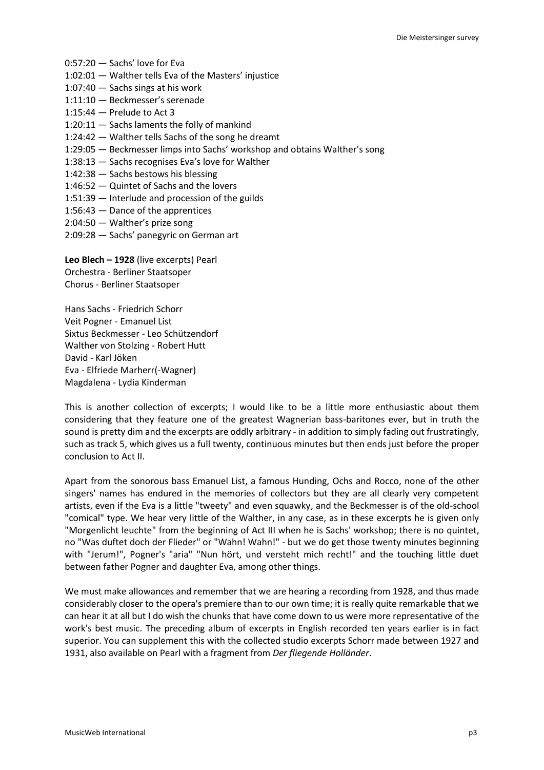0:57:20 — Sachs' love for Eva
1:02:01 — Walther tells Eva of the Masters' injustice
1:07:40 — Sachs sings at his work
1:11:10 — Beckmesser's serenade
1:15:44 — Prelude to Act 3
1:20:11 — Sachs laments the folly of mankind
1:24:42 — Walther tells Sachs of the song he dreamt
1:29:05 — Beckmesser limps into Sachs' workshop and obtains Walther's song
1:38:13 — Sachs recognises Eva's love for Walther
1:42:38 — Sachs bestows his blessing
1:46:52 — Quintet of Sachs and the lovers
1:51:39 — Interlude and procession of the guilds
1:56:43 — Dance of the apprentices
2:04:50 — Walther's prize song
2:09:28 — Sachs' panegyric on German art

**Leo Blech – 1928** (live excerpts) Pearl
Orchestra - Berliner Staatsoper
Chorus - Berliner Staatsoper

Hans Sachs - Friedrich Schorr
Veit Pogner - Emanuel List
Sixtus Beckmesser - Leo Schützendorf
Walther von Stolzing - Robert Hutt
David - Karl Jöken
Eva - Elfriede Marherr(-Wagner)
Magdalena - Lydia Kinderman

This is another collection of excerpts; I would like to be a little more enthusiastic about them considering that they feature one of the greatest Wagnerian bass-baritones ever, but in truth the sound is pretty dim and the excerpts are oddly arbitrary - in addition to simply fading out frustratingly, such as track 5, which gives us a full twenty, continuous minutes but then ends just before the proper conclusion to Act II.

Apart from the sonorous bass Emanuel List, a famous Hunding, Ochs and Rocco, none of the other singers' names has endured in the memories of collectors but they are all clearly very competent artists, even if the Eva is a little "tweety" and even squawky, and the Beckmesser is of the old-school "comical" type. We hear very little of the Walther, in any case, as in these excerpts he is given only "Morgenlicht leuchte" from the beginning of Act III when he is Sachs' workshop; there is no quintet, no "Was duftet doch der Flieder" or "Wahn! Wahn!" - but we do get those twenty minutes beginning with "Jerum!", Pogner's "aria" "Nun hört, und versteht mich recht!" and the touching little duet between father Pogner and daughter Eva, among other things.

We must make allowances and remember that we are hearing a recording from 1928, and thus made considerably closer to the opera's premiere than to our own time; it is really quite remarkable that we can hear it at all but I do wish the chunks that have come down to us were more representative of the work's best music. The preceding album of excerpts in English recorded ten years earlier is in fact superior. You can supplement this with the collected studio excerpts Schorr made between 1927 and 1931, also available on Pearl with a fragment from *Der fliegende Holländer*.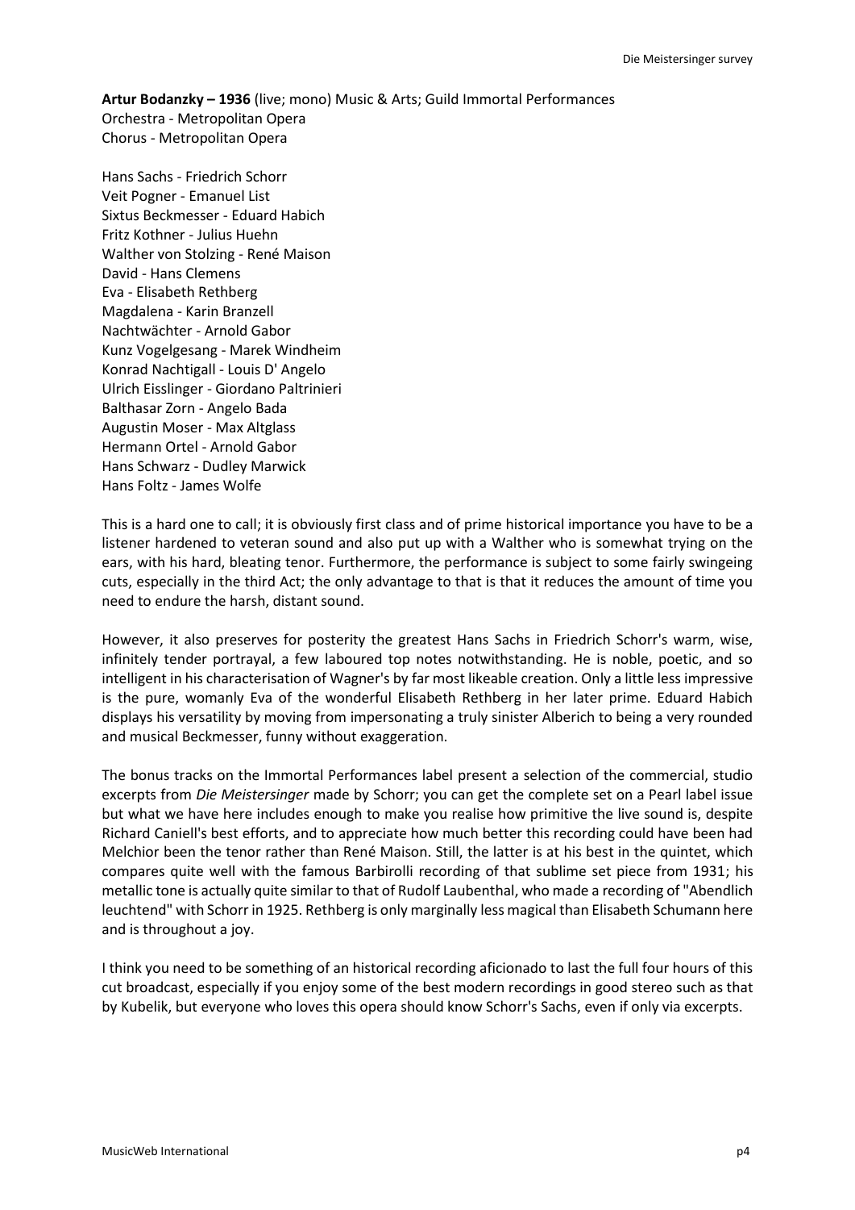**Artur Bodanzky – 1936** (live; mono) Music & Arts; Guild Immortal Performances
Orchestra - Metropolitan Opera
Chorus - Metropolitan Opera

Hans Sachs - Friedrich Schorr
Veit Pogner - Emanuel List
Sixtus Beckmesser - Eduard Habich
Fritz Kothner - Julius Huehn
Walther von Stolzing - René Maison
David - Hans Clemens
Eva - Elisabeth Rethberg
Magdalena - Karin Branzell
Nachtwächter - Arnold Gabor
Kunz Vogelgesang - Marek Windheim
Konrad Nachtigall - Louis D' Angelo
Ulrich Eisslinger - Giordano Paltrinieri
Balthasar Zorn - Angelo Bada
Augustin Moser - Max Altglass
Hermann Ortel - Arnold Gabor
Hans Schwarz - Dudley Marwick
Hans Foltz - James Wolfe

This is a hard one to call; it is obviously first class and of prime historical importance you have to be a listener hardened to veteran sound and also put up with a Walther who is somewhat trying on the ears, with his hard, bleating tenor. Furthermore, the performance is subject to some fairly swingeing cuts, especially in the third Act; the only advantage to that is that it reduces the amount of time you need to endure the harsh, distant sound.

However, it also preserves for posterity the greatest Hans Sachs in Friedrich Schorr's warm, wise, infinitely tender portrayal, a few laboured top notes notwithstanding. He is noble, poetic, and so intelligent in his characterisation of Wagner's by far most likeable creation. Only a little less impressive is the pure, womanly Eva of the wonderful Elisabeth Rethberg in her later prime. Eduard Habich displays his versatility by moving from impersonating a truly sinister Alberich to being a very rounded and musical Beckmesser, funny without exaggeration.

The bonus tracks on the Immortal Performances label present a selection of the commercial, studio excerpts from *Die Meistersinger* made by Schorr; you can get the complete set on a Pearl label issue but what we have here includes enough to make you realise how primitive the live sound is, despite Richard Caniell's best efforts, and to appreciate how much better this recording could have been had Melchior been the tenor rather than René Maison. Still, the latter is at his best in the quintet, which compares quite well with the famous Barbirolli recording of that sublime set piece from 1931; his metallic tone is actually quite similar to that of Rudolf Laubenthal, who made a recording of "Abendlich leuchtend" with Schorr in 1925. Rethberg is only marginally less magical than Elisabeth Schumann here and is throughout a joy.

I think you need to be something of an historical recording aficionado to last the full four hours of this cut broadcast, especially if you enjoy some of the best modern recordings in good stereo such as that by Kubelik, but everyone who loves this opera should know Schorr's Sachs, even if only via excerpts.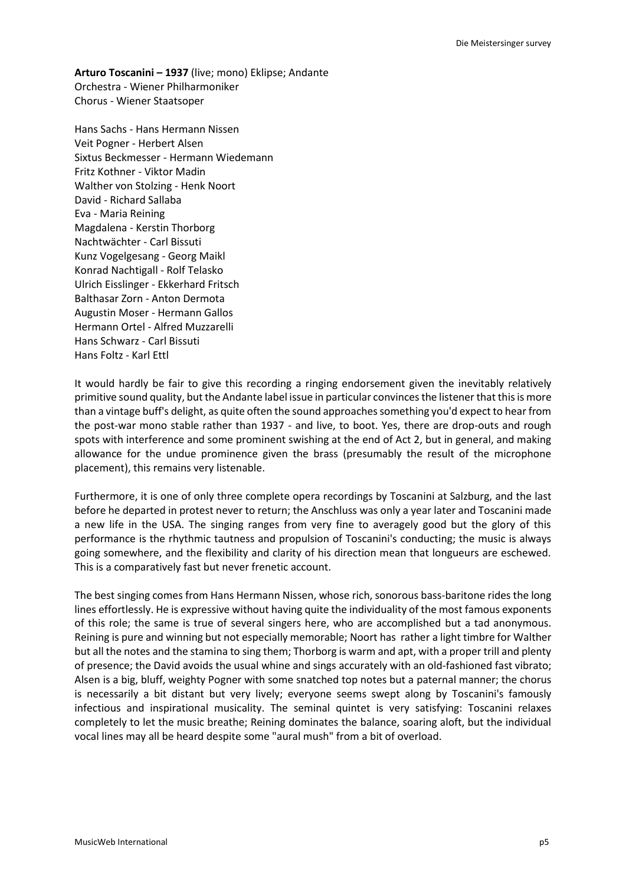**Arturo Toscanini – 1937** (live; mono) Eklipse; Andante
Orchestra - Wiener Philharmoniker
Chorus - Wiener Staatsoper

Hans Sachs - Hans Hermann Nissen
Veit Pogner - Herbert Alsen
Sixtus Beckmesser - Hermann Wiedemann
Fritz Kothner - Viktor Madin
Walther von Stolzing - Henk Noort
David - Richard Sallaba
Eva - Maria Reining
Magdalena - Kerstin Thorborg
Nachtwächter - Carl Bissuti
Kunz Vogelgesang - Georg Maikl
Konrad Nachtigall - Rolf Telasko
Ulrich Eisslinger - Ekkerhard Fritsch
Balthasar Zorn - Anton Dermota
Augustin Moser - Hermann Gallos
Hermann Ortel - Alfred Muzzarelli
Hans Schwarz - Carl Bissuti
Hans Foltz - Karl Ettl

It would hardly be fair to give this recording a ringing endorsement given the inevitably relatively primitive sound quality, but the Andante label issue in particular convinces the listener that this is more than a vintage buff's delight, as quite often the sound approaches something you'd expect to hear from the post-war mono stable rather than 1937 - and live, to boot. Yes, there are drop-outs and rough spots with interference and some prominent swishing at the end of Act 2, but in general, and making allowance for the undue prominence given the brass (presumably the result of the microphone placement), this remains very listenable.

Furthermore, it is one of only three complete opera recordings by Toscanini at Salzburg, and the last before he departed in protest never to return; the Anschluss was only a year later and Toscanini made a new life in the USA. The singing ranges from very fine to averagely good but the glory of this performance is the rhythmic tautness and propulsion of Toscanini's conducting; the music is always going somewhere, and the flexibility and clarity of his direction mean that longueurs are eschewed. This is a comparatively fast but never frenetic account.

The best singing comes from Hans Hermann Nissen, whose rich, sonorous bass-baritone rides the long lines effortlessly. He is expressive without having quite the individuality of the most famous exponents of this role; the same is true of several singers here, who are accomplished but a tad anonymous. Reining is pure and winning but not especially memorable; Noort has rather a light timbre for Walther but all the notes and the stamina to sing them; Thorborg is warm and apt, with a proper trill and plenty of presence; the David avoids the usual whine and sings accurately with an old-fashioned fast vibrato; Alsen is a big, bluff, weighty Pogner with some snatched top notes but a paternal manner; the chorus is necessarily a bit distant but very lively; everyone seems swept along by Toscanini's famously infectious and inspirational musicality. The seminal quintet is very satisfying: Toscanini relaxes completely to let the music breathe; Reining dominates the balance, soaring aloft, but the individual vocal lines may all be heard despite some "aural mush" from a bit of overload.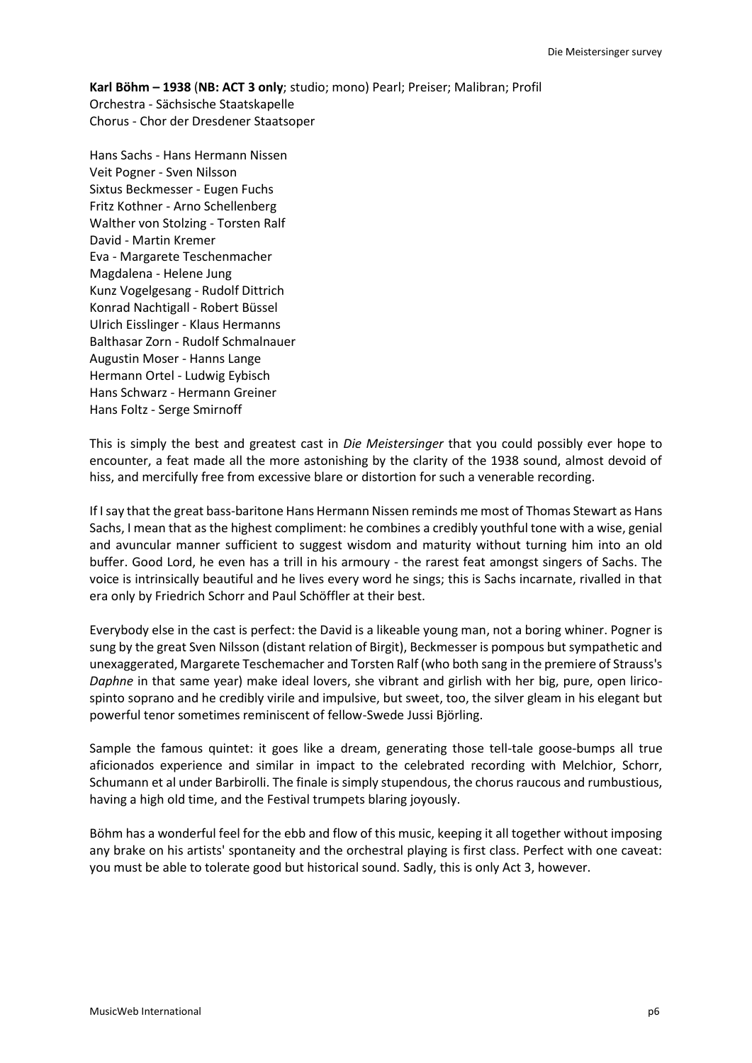**Karl Böhm – 1938** (**NB: ACT 3 only**; studio; mono) Pearl; Preiser; Malibran; Profil
Orchestra - Sächsische Staatskapelle
Chorus - Chor der Dresdener Staatsoper

Hans Sachs - Hans Hermann Nissen
Veit Pogner - Sven Nilsson
Sixtus Beckmesser - Eugen Fuchs
Fritz Kothner - Arno Schellenberg
Walther von Stolzing - Torsten Ralf
David - Martin Kremer
Eva - Margarete Teschenmacher
Magdalena - Helene Jung
Kunz Vogelgesang - Rudolf Dittrich
Konrad Nachtigall - Robert Büssel
Ulrich Eisslinger - Klaus Hermanns
Balthasar Zorn - Rudolf Schmalnauer
Augustin Moser - Hanns Lange
Hermann Ortel - Ludwig Eybisch
Hans Schwarz - Hermann Greiner
Hans Foltz - Serge Smirnoff

This is simply the best and greatest cast in *Die Meistersinger* that you could possibly ever hope to encounter, a feat made all the more astonishing by the clarity of the 1938 sound, almost devoid of hiss, and mercifully free from excessive blare or distortion for such a venerable recording.

If I say that the great bass-baritone Hans Hermann Nissen reminds me most of Thomas Stewart as Hans Sachs, I mean that as the highest compliment: he combines a credibly youthful tone with a wise, genial and avuncular manner sufficient to suggest wisdom and maturity without turning him into an old buffer. Good Lord, he even has a trill in his armoury - the rarest feat amongst singers of Sachs. The voice is intrinsically beautiful and he lives every word he sings; this is Sachs incarnate, rivalled in that era only by Friedrich Schorr and Paul Schöffler at their best.

Everybody else in the cast is perfect: the David is a likeable young man, not a boring whiner. Pogner is sung by the great Sven Nilsson (distant relation of Birgit), Beckmesser is pompous but sympathetic and unexaggerated, Margarete Teschemacher and Torsten Ralf (who both sang in the premiere of Strauss's *Daphne* in that same year) make ideal lovers, she vibrant and girlish with her big, pure, open lirico-spinto soprano and he credibly virile and impulsive, but sweet, too, the silver gleam in his elegant but powerful tenor sometimes reminiscent of fellow-Swede Jussi Björling.

Sample the famous quintet: it goes like a dream, generating those tell-tale goose-bumps all true aficionados experience and similar in impact to the celebrated recording with Melchior, Schorr, Schumann et al under Barbirolli. The finale is simply stupendous, the chorus raucous and rumbustious, having a high old time, and the Festival trumpets blaring joyously.

Böhm has a wonderful feel for the ebb and flow of this music, keeping it all together without imposing any brake on his artists' spontaneity and the orchestral playing is first class. Perfect with one caveat: you must be able to tolerate good but historical sound. Sadly, this is only Act 3, however.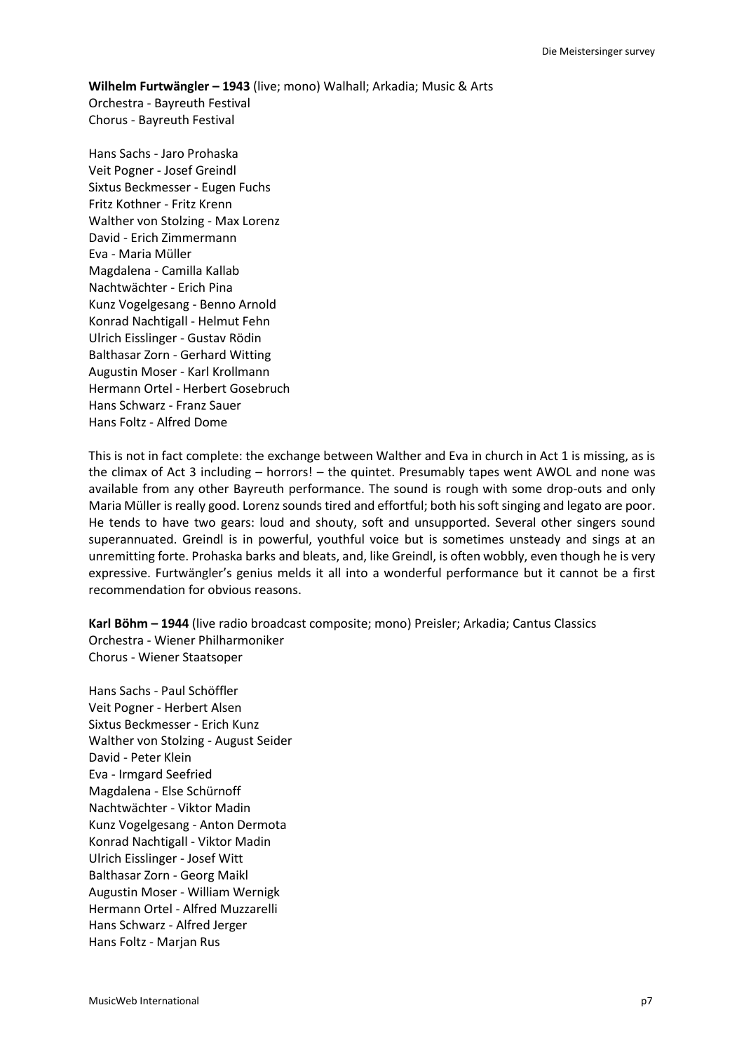**Wilhelm Furtwängler – 1943** (live; mono) Walhall; Arkadia; Music & Arts
Orchestra - Bayreuth Festival
Chorus - Bayreuth Festival

Hans Sachs - Jaro Prohaska
Veit Pogner - Josef Greindl
Sixtus Beckmesser - Eugen Fuchs
Fritz Kothner - Fritz Krenn
Walther von Stolzing - Max Lorenz
David - Erich Zimmermann
Eva - Maria Müller
Magdalena - Camilla Kallab
Nachtwächter - Erich Pina
Kunz Vogelgesang - Benno Arnold
Konrad Nachtigall - Helmut Fehn
Ulrich Eisslinger - Gustav Rödin
Balthasar Zorn - Gerhard Witting
Augustin Moser - Karl Krollmann
Hermann Ortel - Herbert Gosebruch
Hans Schwarz - Franz Sauer
Hans Foltz - Alfred Dome

This is not in fact complete: the exchange between Walther and Eva in church in Act 1 is missing, as is the climax of Act 3 including – horrors! – the quintet. Presumably tapes went AWOL and none was available from any other Bayreuth performance. The sound is rough with some drop-outs and only Maria Müller is really good. Lorenz sounds tired and effortful; both his soft singing and legato are poor. He tends to have two gears: loud and shouty, soft and unsupported. Several other singers sound superannuated. Greindl is in powerful, youthful voice but is sometimes unsteady and sings at an unremitting forte. Prohaska barks and bleats, and, like Greindl, is often wobbly, even though he is very expressive. Furtwängler's genius melds it all into a wonderful performance but it cannot be a first recommendation for obvious reasons.

**Karl Böhm – 1944** (live radio broadcast composite; mono) Preisler; Arkadia; Cantus Classics
Orchestra - Wiener Philharmoniker
Chorus - Wiener Staatsoper

Hans Sachs - Paul Schöffler
Veit Pogner - Herbert Alsen
Sixtus Beckmesser - Erich Kunz
Walther von Stolzing - August Seider
David - Peter Klein
Eva - Irmgard Seefried
Magdalena - Else Schürnoff
Nachtwächter - Viktor Madin
Kunz Vogelgesang - Anton Dermota
Konrad Nachtigall - Viktor Madin
Ulrich Eisslinger - Josef Witt
Balthasar Zorn - Georg Maikl
Augustin Moser - William Wernigk
Hermann Ortel - Alfred Muzzarelli
Hans Schwarz - Alfred Jerger
Hans Foltz - Marjan Rus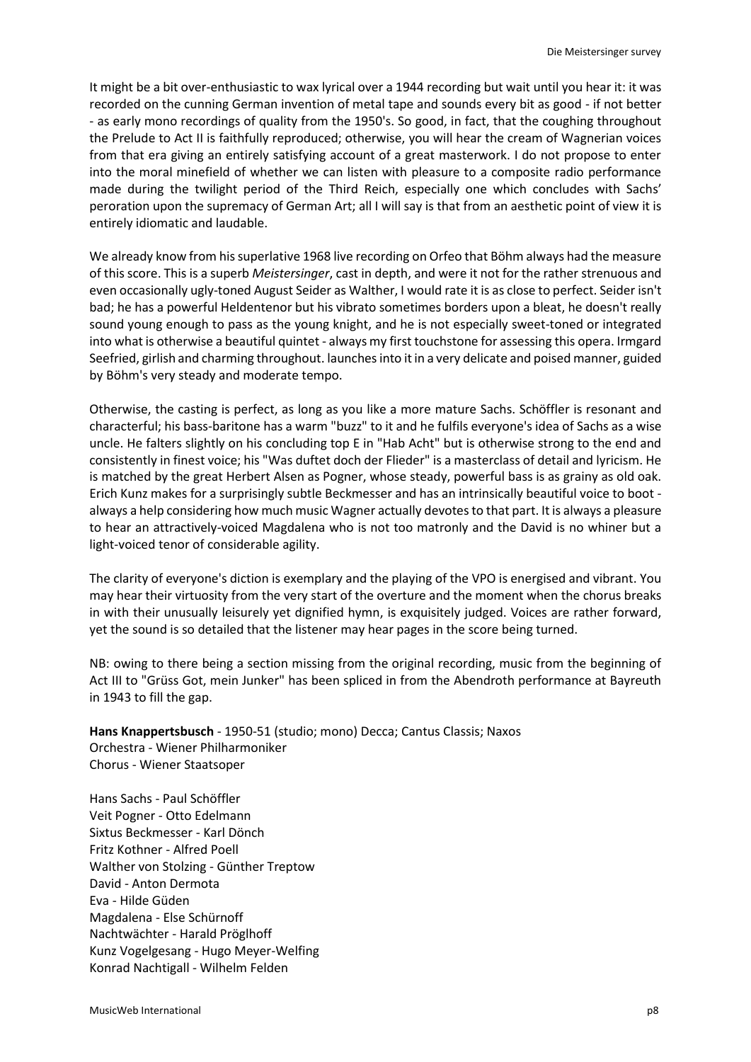It might be a bit over-enthusiastic to wax lyrical over a 1944 recording but wait until you hear it: it was recorded on the cunning German invention of metal tape and sounds every bit as good - if not better - as early mono recordings of quality from the 1950's. So good, in fact, that the coughing throughout the Prelude to Act II is faithfully reproduced; otherwise, you will hear the cream of Wagnerian voices from that era giving an entirely satisfying account of a great masterwork. I do not propose to enter into the moral minefield of whether we can listen with pleasure to a composite radio performance made during the twilight period of the Third Reich, especially one which concludes with Sachs' peroration upon the supremacy of German Art; all I will say is that from an aesthetic point of view it is entirely idiomatic and laudable.

We already know from his superlative 1968 live recording on Orfeo that Böhm always had the measure of this score. This is a superb *Meistersinger*, cast in depth, and were it not for the rather strenuous and even occasionally ugly-toned August Seider as Walther, I would rate it is as close to perfect. Seider isn't bad; he has a powerful Heldentenor but his vibrato sometimes borders upon a bleat, he doesn't really sound young enough to pass as the young knight, and he is not especially sweet-toned or integrated into what is otherwise a beautiful quintet - always my first touchstone for assessing this opera. Irmgard Seefried, girlish and charming throughout. launches into it in a very delicate and poised manner, guided by Böhm's very steady and moderate tempo.

Otherwise, the casting is perfect, as long as you like a more mature Sachs. Schöffler is resonant and characterful; his bass-baritone has a warm "buzz" to it and he fulfils everyone's idea of Sachs as a wise uncle. He falters slightly on his concluding top E in "Hab Acht" but is otherwise strong to the end and consistently in finest voice; his "Was duftet doch der Flieder" is a masterclass of detail and lyricism. He is matched by the great Herbert Alsen as Pogner, whose steady, powerful bass is as grainy as old oak. Erich Kunz makes for a surprisingly subtle Beckmesser and has an intrinsically beautiful voice to boot - always a help considering how much music Wagner actually devotes to that part. It is always a pleasure to hear an attractively-voiced Magdalena who is not too matronly and the David is no whiner but a light-voiced tenor of considerable agility.

The clarity of everyone's diction is exemplary and the playing of the VPO is energised and vibrant. You may hear their virtuosity from the very start of the overture and the moment when the chorus breaks in with their unusually leisurely yet dignified hymn, is exquisitely judged. Voices are rather forward, yet the sound is so detailed that the listener may hear pages in the score being turned.

NB: owing to there being a section missing from the original recording, music from the beginning of Act III to "Grüss Got, mein Junker" has been spliced in from the Abendroth performance at Bayreuth in 1943 to fill the gap.

**Hans Knappertsbusch** - 1950-51 (studio; mono) Decca; Cantus Classis; Naxos
Orchestra - Wiener Philharmoniker
Chorus - Wiener Staatsoper

Hans Sachs - Paul Schöffler
Veit Pogner - Otto Edelmann
Sixtus Beckmesser - Karl Dönch
Fritz Kothner - Alfred Poell
Walther von Stolzing - Günther Treptow
David - Anton Dermota
Eva - Hilde Güden
Magdalena - Else Schürnoff
Nachtwächter - Harald Pröglhoff
Kunz Vogelgesang - Hugo Meyer-Welfing
Konrad Nachtigall - Wilhelm Felden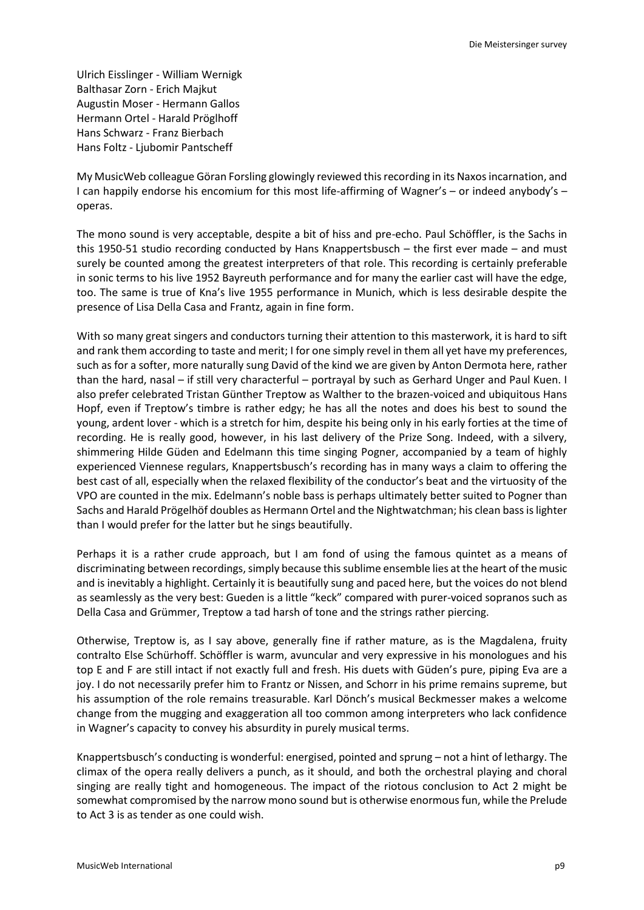Ulrich Eisslinger - William Wernigk
Balthasar Zorn - Erich Majkut
Augustin Moser - Hermann Gallos
Hermann Ortel - Harald Pröglhoff
Hans Schwarz - Franz Bierbach
Hans Foltz - Ljubomir Pantscheff

My MusicWeb colleague Göran Forsling glowingly reviewed this recording in its Naxos incarnation, and I can happily endorse his encomium for this most life-affirming of Wagner's – or indeed anybody's – operas.

The mono sound is very acceptable, despite a bit of hiss and pre-echo. Paul Schöffler, is the Sachs in this 1950-51 studio recording conducted by Hans Knappertsbusch – the first ever made – and must surely be counted among the greatest interpreters of that role. This recording is certainly preferable in sonic terms to his live 1952 Bayreuth performance and for many the earlier cast will have the edge, too. The same is true of Kna's live 1955 performance in Munich, which is less desirable despite the presence of Lisa Della Casa and Frantz, again in fine form.

With so many great singers and conductors turning their attention to this masterwork, it is hard to sift and rank them according to taste and merit; I for one simply revel in them all yet have my preferences, such as for a softer, more naturally sung David of the kind we are given by Anton Dermota here, rather than the hard, nasal – if still very characterful – portrayal by such as Gerhard Unger and Paul Kuen. I also prefer celebrated Tristan Günther Treptow as Walther to the brazen-voiced and ubiquitous Hans Hopf, even if Treptow's timbre is rather edgy; he has all the notes and does his best to sound the young, ardent lover - which is a stretch for him, despite his being only in his early forties at the time of recording. He is really good, however, in his last delivery of the Prize Song. Indeed, with a silvery, shimmering Hilde Güden and Edelmann this time singing Pogner, accompanied by a team of highly experienced Viennese regulars, Knappertsbusch's recording has in many ways a claim to offering the best cast of all, especially when the relaxed flexibility of the conductor's beat and the virtuosity of the VPO are counted in the mix. Edelmann's noble bass is perhaps ultimately better suited to Pogner than Sachs and Harald Prögelhöf doubles as Hermann Ortel and the Nightwatchman; his clean bass is lighter than I would prefer for the latter but he sings beautifully.

Perhaps it is a rather crude approach, but I am fond of using the famous quintet as a means of discriminating between recordings, simply because this sublime ensemble lies at the heart of the music and is inevitably a highlight. Certainly it is beautifully sung and paced here, but the voices do not blend as seamlessly as the very best: Gueden is a little "keck" compared with purer-voiced sopranos such as Della Casa and Grümmer, Treptow a tad harsh of tone and the strings rather piercing.

Otherwise, Treptow is, as I say above, generally fine if rather mature, as is the Magdalena, fruity contralto Else Schürhoff. Schöffler is warm, avuncular and very expressive in his monologues and his top E and F are still intact if not exactly full and fresh. His duets with Güden's pure, piping Eva are a joy. I do not necessarily prefer him to Frantz or Nissen, and Schorr in his prime remains supreme, but his assumption of the role remains treasurable. Karl Dönch's musical Beckmesser makes a welcome change from the mugging and exaggeration all too common among interpreters who lack confidence in Wagner's capacity to convey his absurdity in purely musical terms.

Knappertsbusch's conducting is wonderful: energised, pointed and sprung – not a hint of lethargy. The climax of the opera really delivers a punch, as it should, and both the orchestral playing and choral singing are really tight and homogeneous. The impact of the riotous conclusion to Act 2 might be somewhat compromised by the narrow mono sound but is otherwise enormous fun, while the Prelude to Act 3 is as tender as one could wish.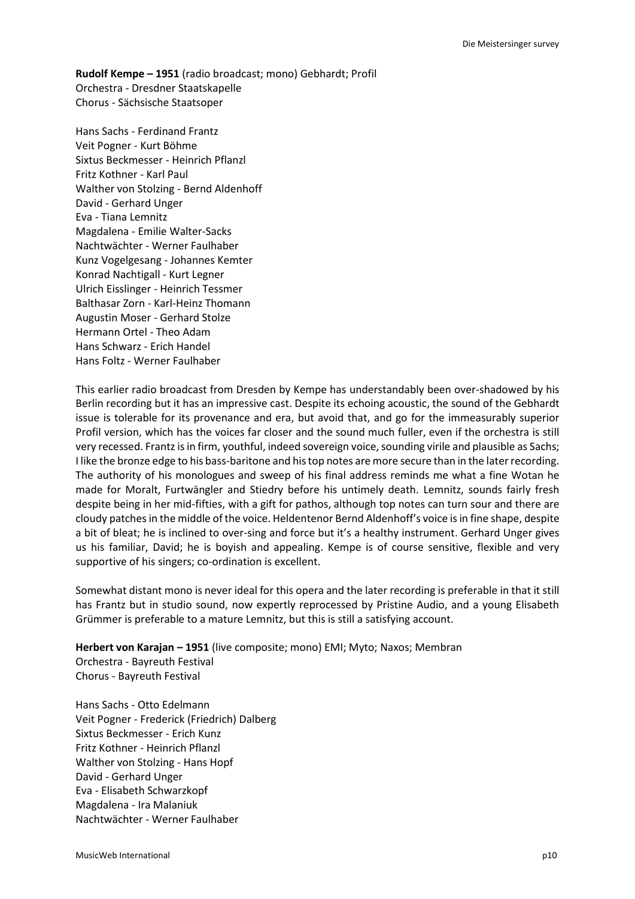**Rudolf Kempe – 1951** (radio broadcast; mono) Gebhardt; Profil
Orchestra - Dresdner Staatskapelle
Chorus - Sächsische Staatsoper

Hans Sachs - Ferdinand Frantz
Veit Pogner - Kurt Böhme
Sixtus Beckmesser - Heinrich Pflanzl
Fritz Kothner - Karl Paul
Walther von Stolzing - Bernd Aldenhoff
David - Gerhard Unger
Eva - Tiana Lemnitz
Magdalena - Emilie Walter-Sacks
Nachtwächter - Werner Faulhaber
Kunz Vogelgesang - Johannes Kemter
Konrad Nachtigall - Kurt Legner
Ulrich Eisslinger - Heinrich Tessmer
Balthasar Zorn - Karl-Heinz Thomann
Augustin Moser - Gerhard Stolze
Hermann Ortel - Theo Adam
Hans Schwarz - Erich Handel
Hans Foltz - Werner Faulhaber

This earlier radio broadcast from Dresden by Kempe has understandably been over-shadowed by his Berlin recording but it has an impressive cast. Despite its echoing acoustic, the sound of the Gebhardt issue is tolerable for its provenance and era, but avoid that, and go for the immeasurably superior Profil version, which has the voices far closer and the sound much fuller, even if the orchestra is still very recessed. Frantz is in firm, youthful, indeed sovereign voice, sounding virile and plausible as Sachs; I like the bronze edge to his bass-baritone and his top notes are more secure than in the later recording. The authority of his monologues and sweep of his final address reminds me what a fine Wotan he made for Moralt, Furtwängler and Stiedry before his untimely death. Lemnitz, sounds fairly fresh despite being in her mid-fifties, with a gift for pathos, although top notes can turn sour and there are cloudy patches in the middle of the voice. Heldentenor Bernd Aldenhoff's voice is in fine shape, despite a bit of bleat; he is inclined to over-sing and force but it's a healthy instrument. Gerhard Unger gives us his familiar, David; he is boyish and appealing. Kempe is of course sensitive, flexible and very supportive of his singers; co-ordination is excellent.

Somewhat distant mono is never ideal for this opera and the later recording is preferable in that it still has Frantz but in studio sound, now expertly reprocessed by Pristine Audio, and a young Elisabeth Grümmer is preferable to a mature Lemnitz, but this is still a satisfying account.

**Herbert von Karajan – 1951** (live composite; mono) EMI; Myto; Naxos; Membran
Orchestra - Bayreuth Festival
Chorus - Bayreuth Festival

Hans Sachs - Otto Edelmann
Veit Pogner - Frederick (Friedrich) Dalberg
Sixtus Beckmesser - Erich Kunz
Fritz Kothner - Heinrich Pflanzl
Walther von Stolzing - Hans Hopf
David - Gerhard Unger
Eva - Elisabeth Schwarzkopf
Magdalena - Ira Malaniuk
Nachtwächter - Werner Faulhaber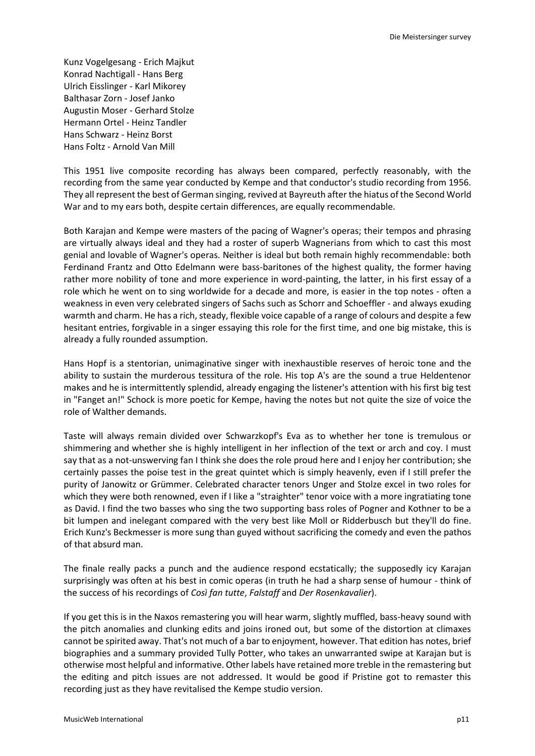Kunz Vogelgesang - Erich Majkut
Konrad Nachtigall - Hans Berg
Ulrich Eisslinger - Karl Mikorey
Balthasar Zorn - Josef Janko
Augustin Moser - Gerhard Stolze
Hermann Ortel - Heinz Tandler
Hans Schwarz - Heinz Borst
Hans Foltz - Arnold Van Mill

This 1951 live composite recording has always been compared, perfectly reasonably, with the recording from the same year conducted by Kempe and that conductor's studio recording from 1956. They all represent the best of German singing, revived at Bayreuth after the hiatus of the Second World War and to my ears both, despite certain differences, are equally recommendable.

Both Karajan and Kempe were masters of the pacing of Wagner's operas; their tempos and phrasing are virtually always ideal and they had a roster of superb Wagnerians from which to cast this most genial and lovable of Wagner's operas. Neither is ideal but both remain highly recommendable: both Ferdinand Frantz and Otto Edelmann were bass-baritones of the highest quality, the former having rather more nobility of tone and more experience in word-painting, the latter, in his first essay of a role which he went on to sing worldwide for a decade and more, is easier in the top notes - often a weakness in even very celebrated singers of Sachs such as Schorr and Schoeffler - and always exuding warmth and charm. He has a rich, steady, flexible voice capable of a range of colours and despite a few hesitant entries, forgivable in a singer essaying this role for the first time, and one big mistake, this is already a fully rounded assumption.

Hans Hopf is a stentorian, unimaginative singer with inexhaustible reserves of heroic tone and the ability to sustain the murderous tessitura of the role. His top A's are the sound a true Heldentenor makes and he is intermittently splendid, already engaging the listener's attention with his first big test in "Fanget an!" Schock is more poetic for Kempe, having the notes but not quite the size of voice the role of Walther demands.

Taste will always remain divided over Schwarzkopf's Eva as to whether her tone is tremulous or shimmering and whether she is highly intelligent in her inflection of the text or arch and coy. I must say that as a not-unswerving fan I think she does the role proud here and I enjoy her contribution; she certainly passes the poise test in the great quintet which is simply heavenly, even if I still prefer the purity of Janowitz or Grümmer. Celebrated character tenors Unger and Stolze excel in two roles for which they were both renowned, even if I like a "straighter" tenor voice with a more ingratiating tone as David. I find the two basses who sing the two supporting bass roles of Pogner and Kothner to be a bit lumpen and inelegant compared with the very best like Moll or Ridderbusch but they'll do fine. Erich Kunz's Beckmesser is more sung than guyed without sacrificing the comedy and even the pathos of that absurd man.

The finale really packs a punch and the audience respond ecstatically; the supposedly icy Karajan surprisingly was often at his best in comic operas (in truth he had a sharp sense of humour - think of the success of his recordings of *Così fan tutte*, *Falstaff* and *Der Rosenkavalier*).

If you get this is in the Naxos remastering you will hear warm, slightly muffled, bass-heavy sound with the pitch anomalies and clunking edits and joins ironed out, but some of the distortion at climaxes cannot be spirited away. That's not much of a bar to enjoyment, however. That edition has notes, brief biographies and a summary provided Tully Potter, who takes an unwarranted swipe at Karajan but is otherwise most helpful and informative. Other labels have retained more treble in the remastering but the editing and pitch issues are not addressed. It would be good if Pristine got to remaster this recording just as they have revitalised the Kempe studio version.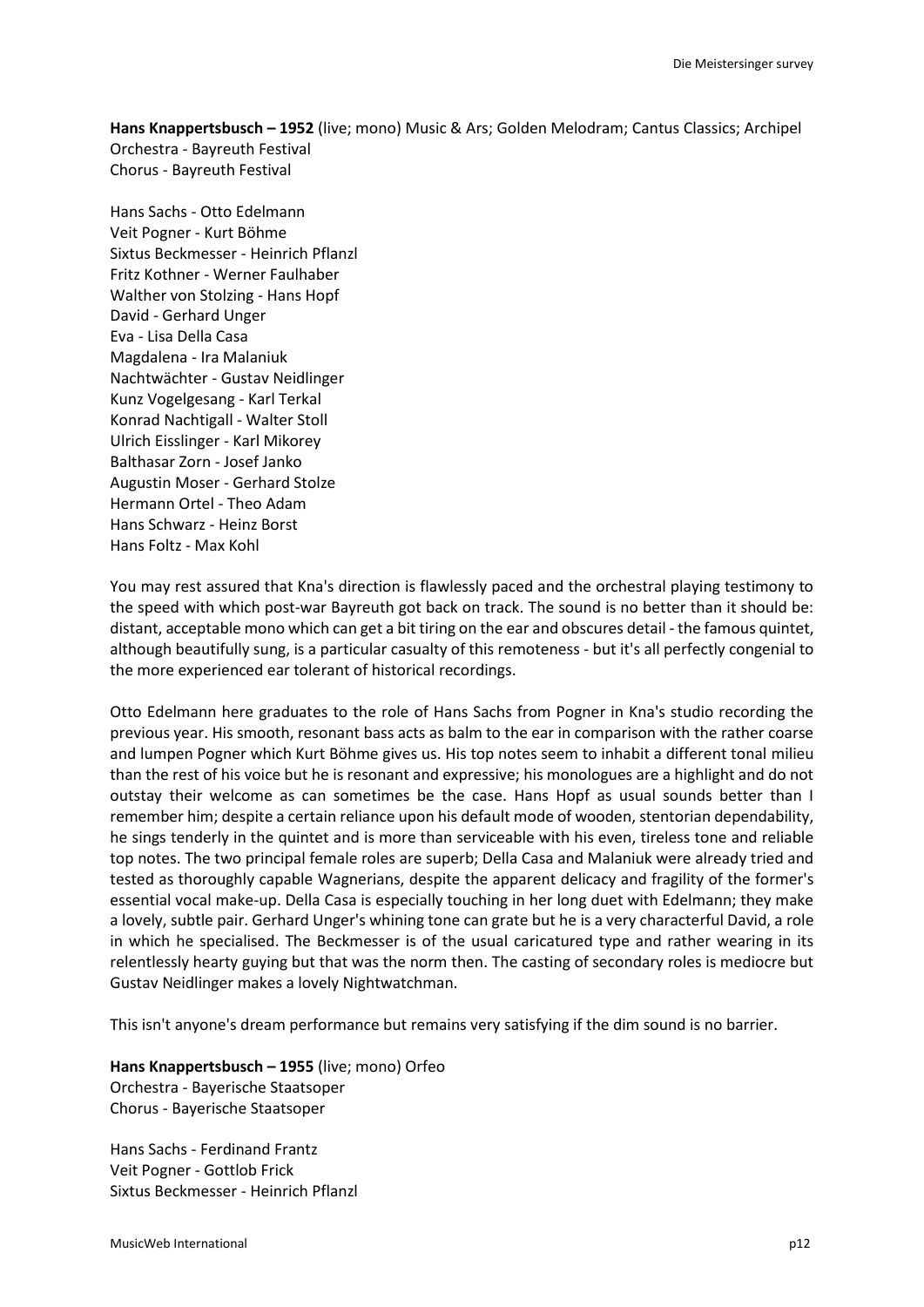**Hans Knappertsbusch – 1952** (live; mono) Music & Ars; Golden Melodram; Cantus Classics; Archipel
Orchestra - Bayreuth Festival
Chorus - Bayreuth Festival

Hans Sachs - Otto Edelmann
Veit Pogner - Kurt Böhme
Sixtus Beckmesser - Heinrich Pflanzl
Fritz Kothner - Werner Faulhaber
Walther von Stolzing - Hans Hopf
David - Gerhard Unger
Eva - Lisa Della Casa
Magdalena - Ira Malaniuk
Nachtwächter - Gustav Neidlinger
Kunz Vogelgesang - Karl Terkal
Konrad Nachtigall - Walter Stoll
Ulrich Eisslinger - Karl Mikorey
Balthasar Zorn - Josef Janko
Augustin Moser - Gerhard Stolze
Hermann Ortel - Theo Adam
Hans Schwarz - Heinz Borst
Hans Foltz - Max Kohl

You may rest assured that Kna's direction is flawlessly paced and the orchestral playing testimony to the speed with which post-war Bayreuth got back on track. The sound is no better than it should be: distant, acceptable mono which can get a bit tiring on the ear and obscures detail - the famous quintet, although beautifully sung, is a particular casualty of this remoteness - but it's all perfectly congenial to the more experienced ear tolerant of historical recordings.

Otto Edelmann here graduates to the role of Hans Sachs from Pogner in Kna's studio recording the previous year. His smooth, resonant bass acts as balm to the ear in comparison with the rather coarse and lumpen Pogner which Kurt Böhme gives us. His top notes seem to inhabit a different tonal milieu than the rest of his voice but he is resonant and expressive; his monologues are a highlight and do not outstay their welcome as can sometimes be the case. Hans Hopf as usual sounds better than I remember him; despite a certain reliance upon his default mode of wooden, stentorian dependability, he sings tenderly in the quintet and is more than serviceable with his even, tireless tone and reliable top notes. The two principal female roles are superb; Della Casa and Malaniuk were already tried and tested as thoroughly capable Wagnerians, despite the apparent delicacy and fragility of the former's essential vocal make-up. Della Casa is especially touching in her long duet with Edelmann; they make a lovely, subtle pair. Gerhard Unger's whining tone can grate but he is a very characterful David, a role in which he specialised. The Beckmesser is of the usual caricatured type and rather wearing in its relentlessly hearty guying but that was the norm then. The casting of secondary roles is mediocre but Gustav Neidlinger makes a lovely Nightwatchman.

This isn't anyone's dream performance but remains very satisfying if the dim sound is no barrier.

**Hans Knappertsbusch – 1955** (live; mono) Orfeo
Orchestra - Bayerische Staatsoper
Chorus - Bayerische Staatsoper

Hans Sachs - Ferdinand Frantz
Veit Pogner - Gottlob Frick
Sixtus Beckmesser - Heinrich Pflanzl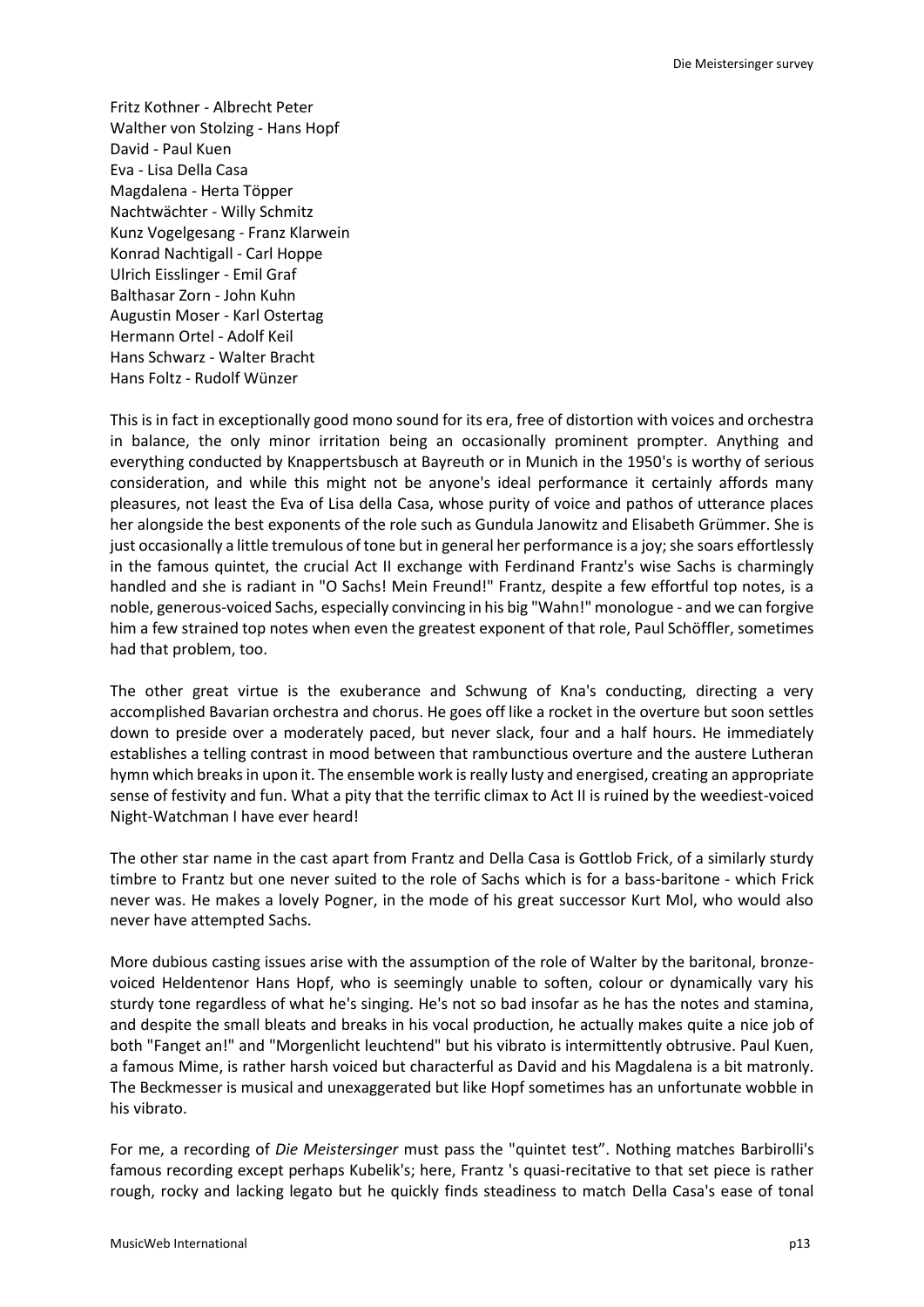Fritz Kothner - Albrecht Peter
Walther von Stolzing - Hans Hopf
David - Paul Kuen
Eva - Lisa Della Casa
Magdalena - Herta Töpper
Nachtwächter - Willy Schmitz
Kunz Vogelgesang - Franz Klarwein
Konrad Nachtigall - Carl Hoppe
Ulrich Eisslinger - Emil Graf
Balthasar Zorn - John Kuhn
Augustin Moser - Karl Ostertag
Hermann Ortel - Adolf Keil
Hans Schwarz - Walter Bracht
Hans Foltz - Rudolf Wünzer

This is in fact in exceptionally good mono sound for its era, free of distortion with voices and orchestra in balance, the only minor irritation being an occasionally prominent prompter. Anything and everything conducted by Knappertsbusch at Bayreuth or in Munich in the 1950's is worthy of serious consideration, and while this might not be anyone's ideal performance it certainly affords many pleasures, not least the Eva of Lisa della Casa, whose purity of voice and pathos of utterance places her alongside the best exponents of the role such as Gundula Janowitz and Elisabeth Grümmer. She is just occasionally a little tremulous of tone but in general her performance is a joy; she soars effortlessly in the famous quintet, the crucial Act II exchange with Ferdinand Frantz's wise Sachs is charmingly handled and she is radiant in "O Sachs! Mein Freund!" Frantz, despite a few effortful top notes, is a noble, generous-voiced Sachs, especially convincing in his big "Wahn!" monologue - and we can forgive him a few strained top notes when even the greatest exponent of that role, Paul Schöffler, sometimes had that problem, too.

The other great virtue is the exuberance and Schwung of Kna's conducting, directing a very accomplished Bavarian orchestra and chorus. He goes off like a rocket in the overture but soon settles down to preside over a moderately paced, but never slack, four and a half hours. He immediately establishes a telling contrast in mood between that rambunctious overture and the austere Lutheran hymn which breaks in upon it. The ensemble work is really lusty and energised, creating an appropriate sense of festivity and fun. What a pity that the terrific climax to Act II is ruined by the weediest-voiced Night-Watchman I have ever heard!

The other star name in the cast apart from Frantz and Della Casa is Gottlob Frick, of a similarly sturdy timbre to Frantz but one never suited to the role of Sachs which is for a bass-baritone - which Frick never was. He makes a lovely Pogner, in the mode of his great successor Kurt Mol, who would also never have attempted Sachs.

More dubious casting issues arise with the assumption of the role of Walter by the baritonal, bronze-voiced Heldentenor Hans Hopf, who is seemingly unable to soften, colour or dynamically vary his sturdy tone regardless of what he's singing. He's not so bad insofar as he has the notes and stamina, and despite the small bleats and breaks in his vocal production, he actually makes quite a nice job of both "Fanget an!" and "Morgenlicht leuchtend" but his vibrato is intermittently obtrusive. Paul Kuen, a famous Mime, is rather harsh voiced but characterful as David and his Magdalena is a bit matronly. The Beckmesser is musical and unexaggerated but like Hopf sometimes has an unfortunate wobble in his vibrato.

For me, a recording of *Die Meistersinger* must pass the "quintet test". Nothing matches Barbirolli's famous recording except perhaps Kubelik's; here, Frantz 's quasi-recitative to that set piece is rather rough, rocky and lacking legato but he quickly finds steadiness to match Della Casa's ease of tonal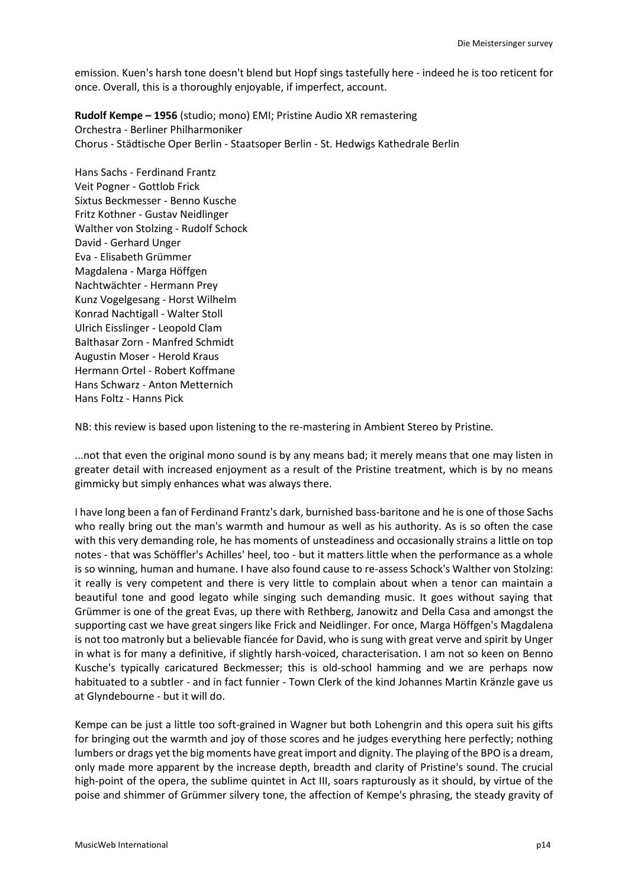emission. Kuen's harsh tone doesn't blend but Hopf sings tastefully here - indeed he is too reticent for once. Overall, this is a thoroughly enjoyable, if imperfect, account.

**Rudolf Kempe – 1956** (studio; mono) EMI; Pristine Audio XR remastering
Orchestra - Berliner Philharmoniker
Chorus - Städtische Oper Berlin - Staatsoper Berlin - St. Hedwigs Kathedrale Berlin

Hans Sachs - Ferdinand Frantz
Veit Pogner - Gottlob Frick
Sixtus Beckmesser - Benno Kusche
Fritz Kothner - Gustav Neidlinger
Walther von Stolzing - Rudolf Schock
David - Gerhard Unger
Eva - Elisabeth Grümmer
Magdalena - Marga Höffgen
Nachtwächter - Hermann Prey
Kunz Vogelgesang - Horst Wilhelm
Konrad Nachtigall - Walter Stoll
Ulrich Eisslinger - Leopold Clam
Balthasar Zorn - Manfred Schmidt
Augustin Moser - Herold Kraus
Hermann Ortel - Robert Koffmane
Hans Schwarz - Anton Metternich
Hans Foltz - Hanns Pick

NB: this review is based upon listening to the re-mastering in Ambient Stereo by Pristine.

...not that even the original mono sound is by any means bad; it merely means that one may listen in greater detail with increased enjoyment as a result of the Pristine treatment, which is by no means gimmicky but simply enhances what was always there.

I have long been a fan of Ferdinand Frantz's dark, burnished bass-baritone and he is one of those Sachs who really bring out the man's warmth and humour as well as his authority. As is so often the case with this very demanding role, he has moments of unsteadiness and occasionally strains a little on top notes - that was Schöffler's Achilles' heel, too - but it matters little when the performance as a whole is so winning, human and humane. I have also found cause to re-assess Schock's Walther von Stolzing: it really is very competent and there is very little to complain about when a tenor can maintain a beautiful tone and good legato while singing such demanding music. It goes without saying that Grümmer is one of the great Evas, up there with Rethberg, Janowitz and Della Casa and amongst the supporting cast we have great singers like Frick and Neidlinger. For once, Marga Höffgen's Magdalena is not too matronly but a believable fiancée for David, who is sung with great verve and spirit by Unger in what is for many a definitive, if slightly harsh-voiced, characterisation. I am not so keen on Benno Kusche's typically caricatured Beckmesser; this is old-school hamming and we are perhaps now habituated to a subtler - and in fact funnier - Town Clerk of the kind Johannes Martin Kränzle gave us at Glyndebourne - but it will do.

Kempe can be just a little too soft-grained in Wagner but both Lohengrin and this opera suit his gifts for bringing out the warmth and joy of those scores and he judges everything here perfectly; nothing lumbers or drags yet the big moments have great import and dignity. The playing of the BPO is a dream, only made more apparent by the increase depth, breadth and clarity of Pristine's sound. The crucial high-point of the opera, the sublime quintet in Act III, soars rapturously as it should, by virtue of the poise and shimmer of Grümmer silvery tone, the affection of Kempe's phrasing, the steady gravity of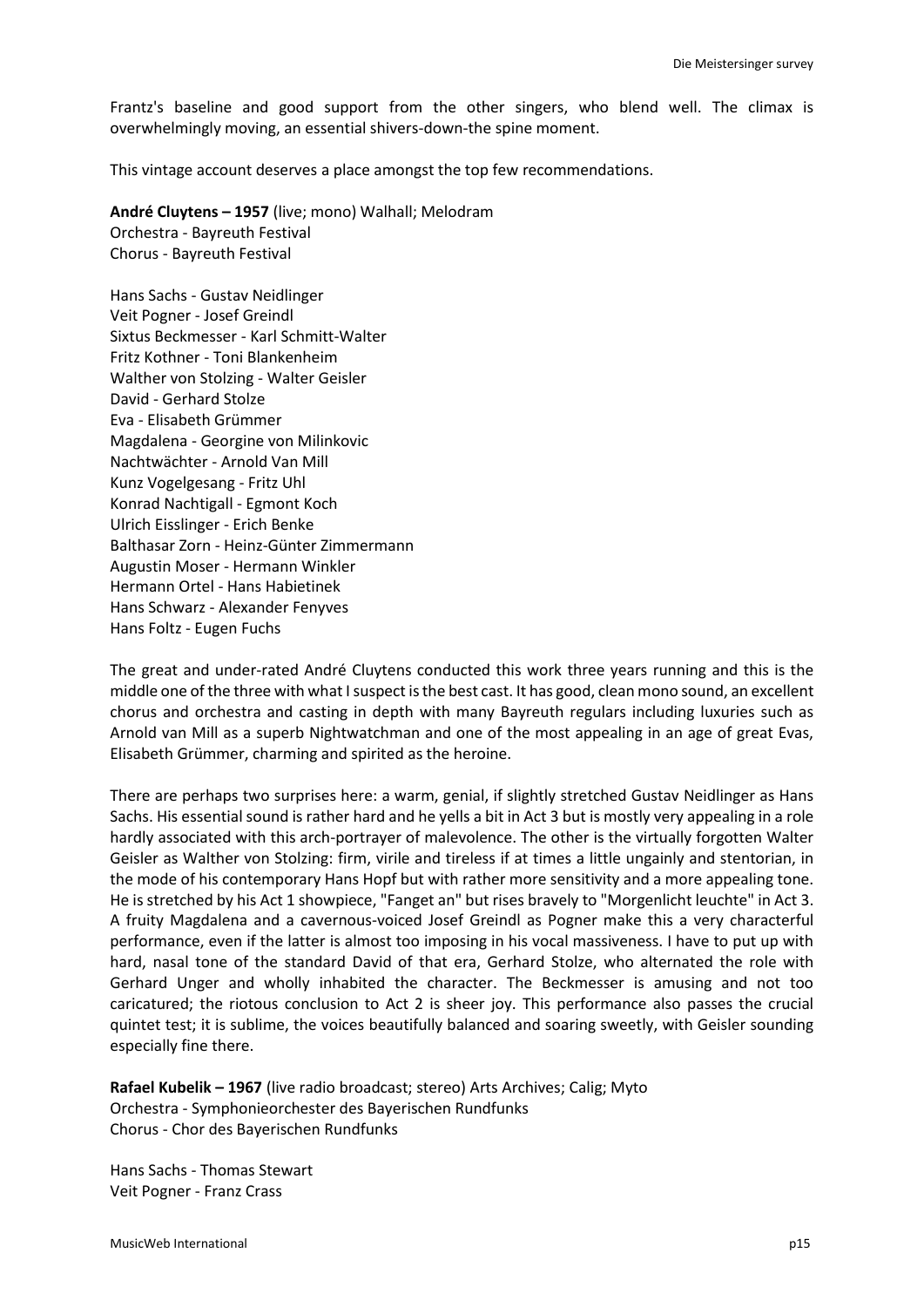Frantz's baseline and good support from the other singers, who blend well. The climax is overwhelmingly moving, an essential shivers-down-the spine moment.

This vintage account deserves a place amongst the top few recommendations.

**André Cluytens – 1957** (live; mono) Walhall; Melodram
Orchestra - Bayreuth Festival
Chorus - Bayreuth Festival

Hans Sachs - Gustav Neidlinger
Veit Pogner - Josef Greindl
Sixtus Beckmesser - Karl Schmitt-Walter
Fritz Kothner - Toni Blankenheim
Walther von Stolzing - Walter Geisler
David - Gerhard Stolze
Eva - Elisabeth Grümmer
Magdalena - Georgine von Milinkovic
Nachtwächter - Arnold Van Mill
Kunz Vogelgesang - Fritz Uhl
Konrad Nachtigall - Egmont Koch
Ulrich Eisslinger - Erich Benke
Balthasar Zorn - Heinz-Günter Zimmermann
Augustin Moser - Hermann Winkler
Hermann Ortel - Hans Habietinek
Hans Schwarz - Alexander Fenyves
Hans Foltz - Eugen Fuchs

The great and under-rated André Cluytens conducted this work three years running and this is the middle one of the three with what I suspect is the best cast. It has good, clean mono sound, an excellent chorus and orchestra and casting in depth with many Bayreuth regulars including luxuries such as Arnold van Mill as a superb Nightwatchman and one of the most appealing in an age of great Evas, Elisabeth Grümmer, charming and spirited as the heroine.

There are perhaps two surprises here: a warm, genial, if slightly stretched Gustav Neidlinger as Hans Sachs. His essential sound is rather hard and he yells a bit in Act 3 but is mostly very appealing in a role hardly associated with this arch-portrayer of malevolence. The other is the virtually forgotten Walter Geisler as Walther von Stolzing: firm, virile and tireless if at times a little ungainly and stentorian, in the mode of his contemporary Hans Hopf but with rather more sensitivity and a more appealing tone. He is stretched by his Act 1 showpiece, "Fanget an" but rises bravely to "Morgenlicht leuchte" in Act 3. A fruity Magdalena and a cavernous-voiced Josef Greindl as Pogner make this a very characterful performance, even if the latter is almost too imposing in his vocal massiveness. I have to put up with hard, nasal tone of the standard David of that era, Gerhard Stolze, who alternated the role with Gerhard Unger and wholly inhabited the character. The Beckmesser is amusing and not too caricatured; the riotous conclusion to Act 2 is sheer joy. This performance also passes the crucial quintet test; it is sublime, the voices beautifully balanced and soaring sweetly, with Geisler sounding especially fine there.

**Rafael Kubelik – 1967** (live radio broadcast; stereo) Arts Archives; Calig; Myto
Orchestra - Symphonieorchester des Bayerischen Rundfunks
Chorus - Chor des Bayerischen Rundfunks

Hans Sachs - Thomas Stewart
Veit Pogner - Franz Crass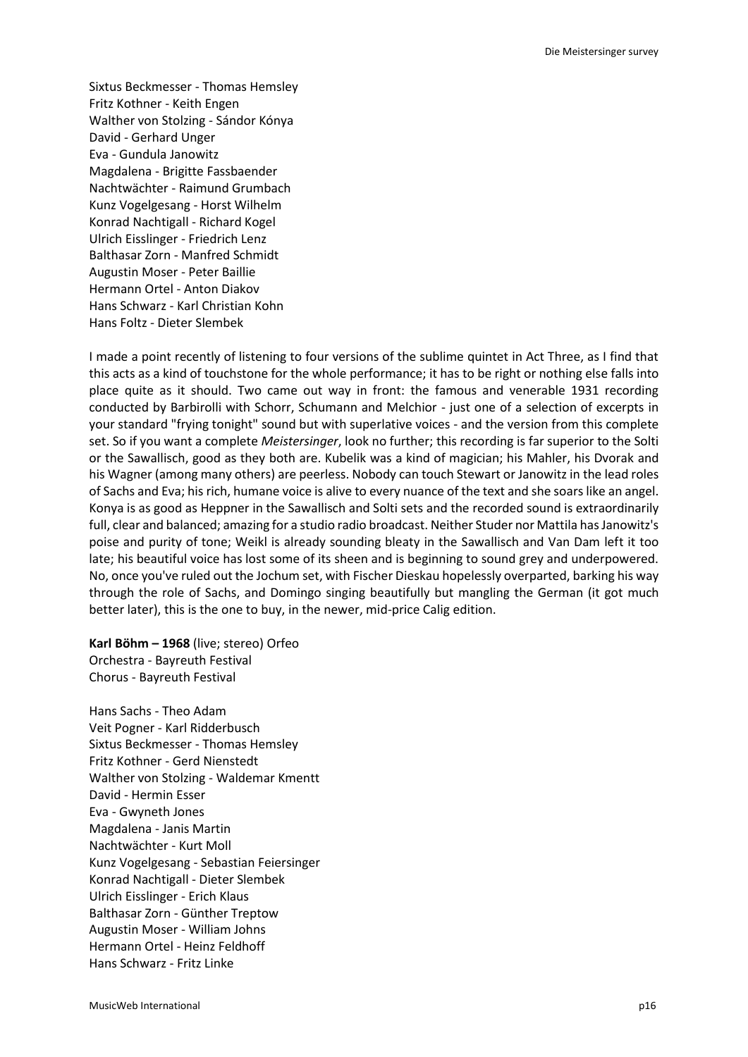Sixtus Beckmesser - Thomas Hemsley
Fritz Kothner - Keith Engen
Walther von Stolzing - Sándor Kónya
David - Gerhard Unger
Eva - Gundula Janowitz
Magdalena - Brigitte Fassbaender
Nachtwächter - Raimund Grumbach
Kunz Vogelgesang - Horst Wilhelm
Konrad Nachtigall - Richard Kogel
Ulrich Eisslinger - Friedrich Lenz
Balthasar Zorn - Manfred Schmidt
Augustin Moser - Peter Baillie
Hermann Ortel - Anton Diakov
Hans Schwarz - Karl Christian Kohn
Hans Foltz - Dieter Slembek

I made a point recently of listening to four versions of the sublime quintet in Act Three, as I find that this acts as a kind of touchstone for the whole performance; it has to be right or nothing else falls into place quite as it should. Two came out way in front: the famous and venerable 1931 recording conducted by Barbirolli with Schorr, Schumann and Melchior - just one of a selection of excerpts in your standard "frying tonight" sound but with superlative voices - and the version from this complete set. So if you want a complete *Meistersinger*, look no further; this recording is far superior to the Solti or the Sawallisch, good as they both are. Kubelik was a kind of magician; his Mahler, his Dvorak and his Wagner (among many others) are peerless. Nobody can touch Stewart or Janowitz in the lead roles of Sachs and Eva; his rich, humane voice is alive to every nuance of the text and she soars like an angel. Konya is as good as Heppner in the Sawallisch and Solti sets and the recorded sound is extraordinarily full, clear and balanced; amazing for a studio radio broadcast. Neither Studer nor Mattila has Janowitz's poise and purity of tone; Weikl is already sounding bleaty in the Sawallisch and Van Dam left it too late; his beautiful voice has lost some of its sheen and is beginning to sound grey and underpowered. No, once you've ruled out the Jochum set, with Fischer Dieskau hopelessly overparted, barking his way through the role of Sachs, and Domingo singing beautifully but mangling the German (it got much better later), this is the one to buy, in the newer, mid-price Calig edition.

**Karl Böhm – 1968** (live; stereo) Orfeo
Orchestra - Bayreuth Festival
Chorus - Bayreuth Festival

Hans Sachs - Theo Adam
Veit Pogner - Karl Ridderbusch
Sixtus Beckmesser - Thomas Hemsley
Fritz Kothner - Gerd Nienstedt
Walther von Stolzing - Waldemar Kmentt
David - Hermin Esser
Eva - Gwyneth Jones
Magdalena - Janis Martin
Nachtwächter - Kurt Moll
Kunz Vogelgesang - Sebastian Feiersinger
Konrad Nachtigall - Dieter Slembek
Ulrich Eisslinger - Erich Klaus
Balthasar Zorn - Günther Treptow
Augustin Moser - William Johns
Hermann Ortel - Heinz Feldhoff
Hans Schwarz - Fritz Linke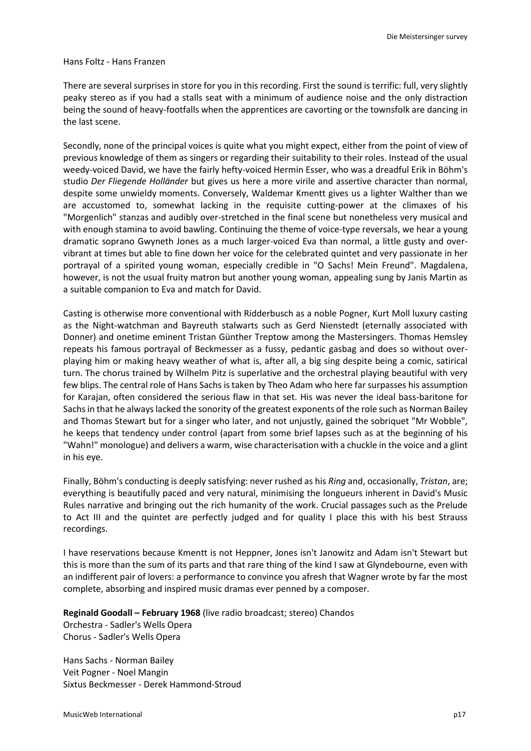Hans Foltz - Hans Franzen

There are several surprises in store for you in this recording. First the sound is terrific: full, very slightly peaky stereo as if you had a stalls seat with a minimum of audience noise and the only distraction being the sound of heavy-footfalls when the apprentices are cavorting or the townsfolk are dancing in the last scene.

Secondly, none of the principal voices is quite what you might expect, either from the point of view of previous knowledge of them as singers or regarding their suitability to their roles. Instead of the usual weedy-voiced David, we have the fairly hefty-voiced Hermin Esser, who was a dreadful Erik in Böhm's studio *Der Fliegende Holländer* but gives us here a more virile and assertive character than normal, despite some unwieldy moments. Conversely, Waldemar Kmentt gives us a lighter Walther than we are accustomed to, somewhat lacking in the requisite cutting-power at the climaxes of his "Morgenlich" stanzas and audibly over-stretched in the final scene but nonetheless very musical and with enough stamina to avoid bawling. Continuing the theme of voice-type reversals, we hear a young dramatic soprano Gwyneth Jones as a much larger-voiced Eva than normal, a little gusty and over-vibrant at times but able to fine down her voice for the celebrated quintet and very passionate in her portrayal of a spirited young woman, especially credible in "O Sachs! Mein Freund". Magdalena, however, is not the usual fruity matron but another young woman, appealing sung by Janis Martin as a suitable companion to Eva and match for David.

Casting is otherwise more conventional with Ridderbusch as a noble Pogner, Kurt Moll luxury casting as the Night-watchman and Bayreuth stalwarts such as Gerd Nienstedt (eternally associated with Donner) and onetime eminent Tristan Günther Treptow among the Mastersingers. Thomas Hemsley repeats his famous portrayal of Beckmesser as a fussy, pedantic gasbag and does so without over-playing him or making heavy weather of what is, after all, a big sing despite being a comic, satirical turn. The chorus trained by Wilhelm Pitz is superlative and the orchestral playing beautiful with very few blips. The central role of Hans Sachs is taken by Theo Adam who here far surpasses his assumption for Karajan, often considered the serious flaw in that set. His was never the ideal bass-baritone for Sachs in that he always lacked the sonority of the greatest exponents of the role such as Norman Bailey and Thomas Stewart but for a singer who later, and not unjustly, gained the sobriquet "Mr Wobble", he keeps that tendency under control (apart from some brief lapses such as at the beginning of his "Wahn!" monologue) and delivers a warm, wise characterisation with a chuckle in the voice and a glint in his eye.

Finally, Böhm's conducting is deeply satisfying: never rushed as his *Ring* and, occasionally, *Tristan*, are; everything is beautifully paced and very natural, minimising the longueurs inherent in David's Music Rules narrative and bringing out the rich humanity of the work. Crucial passages such as the Prelude to Act III and the quintet are perfectly judged and for quality I place this with his best Strauss recordings.

I have reservations because Kmentt is not Heppner, Jones isn't Janowitz and Adam isn't Stewart but this is more than the sum of its parts and that rare thing of the kind I saw at Glyndebourne, even with an indifferent pair of lovers: a performance to convince you afresh that Wagner wrote by far the most complete, absorbing and inspired music dramas ever penned by a composer.

**Reginald Goodall – February 1968** (live radio broadcast; stereo) Chandos
Orchestra - Sadler's Wells Opera
Chorus - Sadler's Wells Opera

Hans Sachs - Norman Bailey
Veit Pogner - Noel Mangin
Sixtus Beckmesser - Derek Hammond-Stroud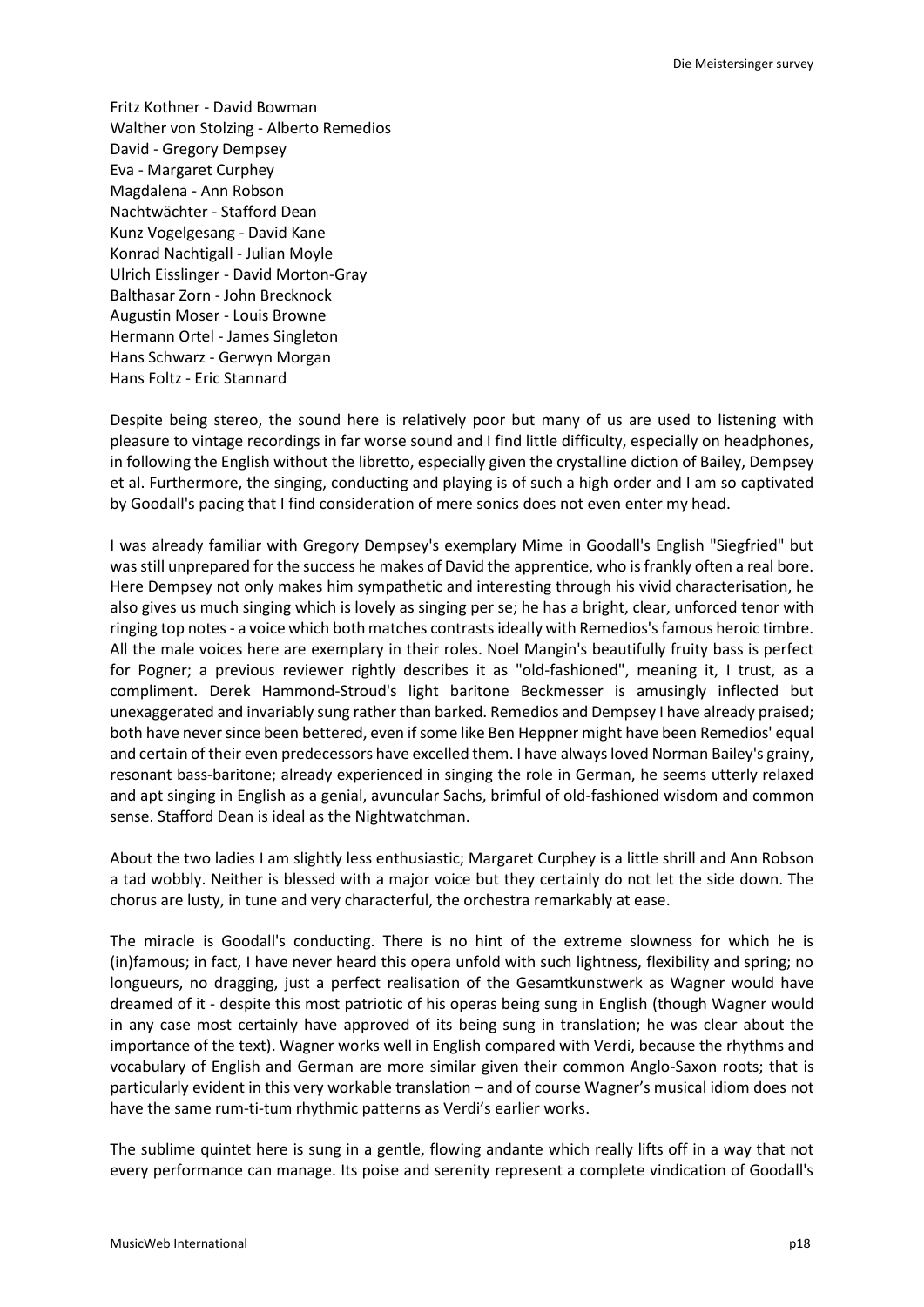Fritz Kothner - David Bowman
Walther von Stolzing - Alberto Remedios
David - Gregory Dempsey
Eva - Margaret Curphey
Magdalena - Ann Robson
Nachtwächter - Stafford Dean
Kunz Vogelgesang - David Kane
Konrad Nachtigall - Julian Moyle
Ulrich Eisslinger - David Morton-Gray
Balthasar Zorn - John Brecknock
Augustin Moser - Louis Browne
Hermann Ortel - James Singleton
Hans Schwarz - Gerwyn Morgan
Hans Foltz - Eric Stannard

Despite being stereo, the sound here is relatively poor but many of us are used to listening with pleasure to vintage recordings in far worse sound and I find little difficulty, especially on headphones, in following the English without the libretto, especially given the crystalline diction of Bailey, Dempsey et al. Furthermore, the singing, conducting and playing is of such a high order and I am so captivated by Goodall's pacing that I find consideration of mere sonics does not even enter my head.

I was already familiar with Gregory Dempsey's exemplary Mime in Goodall's English "Siegfried" but was still unprepared for the success he makes of David the apprentice, who is frankly often a real bore. Here Dempsey not only makes him sympathetic and interesting through his vivid characterisation, he also gives us much singing which is lovely as singing per se; he has a bright, clear, unforced tenor with ringing top notes - a voice which both matches contrasts ideally with Remedios's famous heroic timbre. All the male voices here are exemplary in their roles. Noel Mangin's beautifully fruity bass is perfect for Pogner; a previous reviewer rightly describes it as "old-fashioned", meaning it, I trust, as a compliment. Derek Hammond-Stroud's light baritone Beckmesser is amusingly inflected but unexaggerated and invariably sung rather than barked. Remedios and Dempsey I have already praised; both have never since been bettered, even if some like Ben Heppner might have been Remedios' equal and certain of their even predecessors have excelled them. I have always loved Norman Bailey's grainy, resonant bass-baritone; already experienced in singing the role in German, he seems utterly relaxed and apt singing in English as a genial, avuncular Sachs, brimful of old-fashioned wisdom and common sense. Stafford Dean is ideal as the Nightwatchman.

About the two ladies I am slightly less enthusiastic; Margaret Curphey is a little shrill and Ann Robson a tad wobbly. Neither is blessed with a major voice but they certainly do not let the side down. The chorus are lusty, in tune and very characterful, the orchestra remarkably at ease.

The miracle is Goodall's conducting. There is no hint of the extreme slowness for which he is (in)famous; in fact, I have never heard this opera unfold with such lightness, flexibility and spring; no longueurs, no dragging, just a perfect realisation of the Gesamtkunstwerk as Wagner would have dreamed of it - despite this most patriotic of his operas being sung in English (though Wagner would in any case most certainly have approved of its being sung in translation; he was clear about the importance of the text). Wagner works well in English compared with Verdi, because the rhythms and vocabulary of English and German are more similar given their common Anglo-Saxon roots; that is particularly evident in this very workable translation – and of course Wagner's musical idiom does not have the same rum-ti-tum rhythmic patterns as Verdi's earlier works.

The sublime quintet here is sung in a gentle, flowing andante which really lifts off in a way that not every performance can manage. Its poise and serenity represent a complete vindication of Goodall's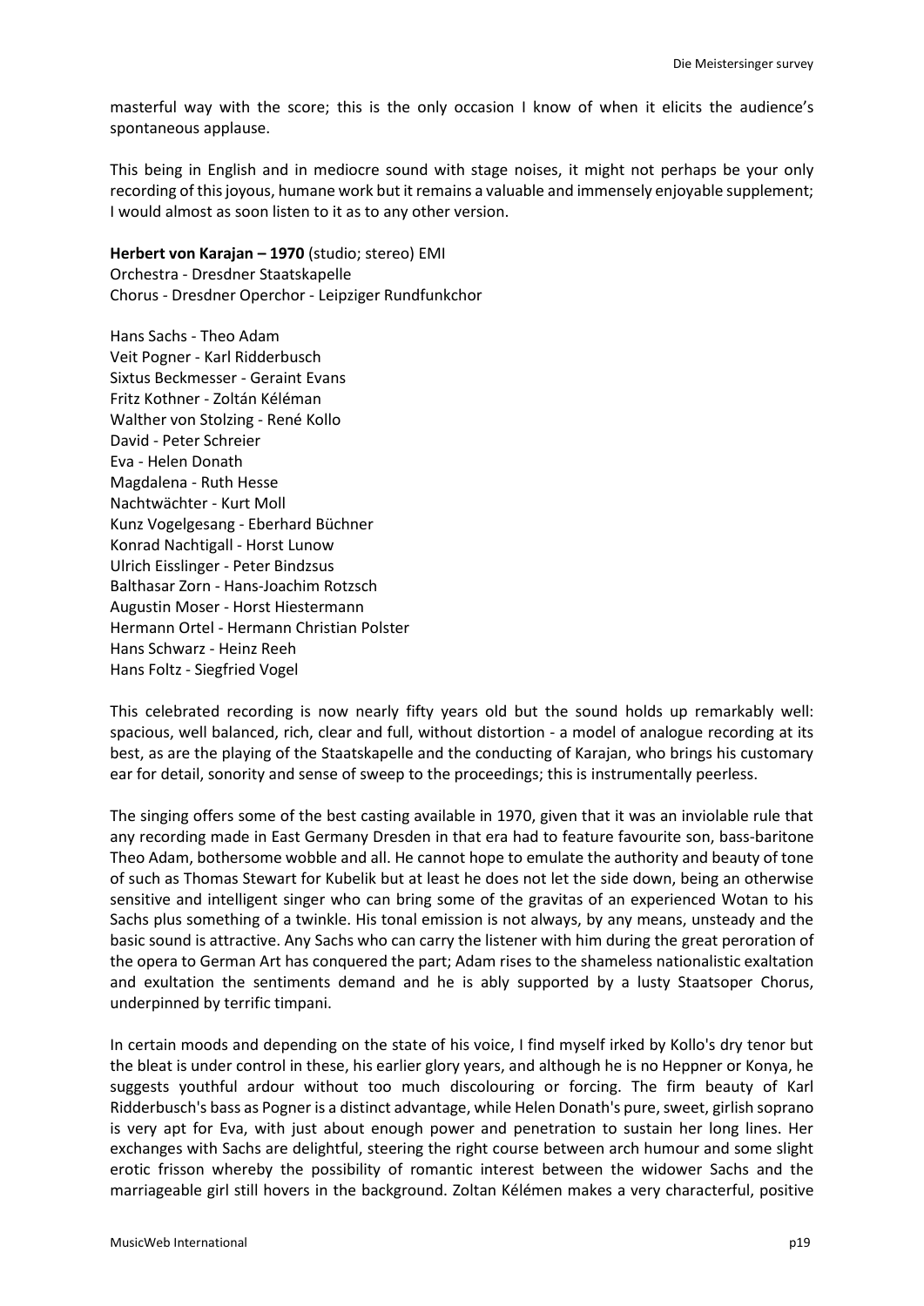masterful way with the score; this is the only occasion I know of when it elicits the audience's spontaneous applause.

This being in English and in mediocre sound with stage noises, it might not perhaps be your only recording of this joyous, humane work but it remains a valuable and immensely enjoyable supplement; I would almost as soon listen to it as to any other version.

**Herbert von Karajan – 1970** (studio; stereo) EMI
Orchestra - Dresdner Staatskapelle
Chorus - Dresdner Operchor - Leipziger Rundfunkchor

Hans Sachs - Theo Adam
Veit Pogner - Karl Ridderbusch
Sixtus Beckmesser - Geraint Evans
Fritz Kothner - Zoltán Kéléman
Walther von Stolzing - René Kollo
David - Peter Schreier
Eva - Helen Donath
Magdalena - Ruth Hesse
Nachtwächter - Kurt Moll
Kunz Vogelgesang - Eberhard Büchner
Konrad Nachtigall - Horst Lunow
Ulrich Eisslinger - Peter Bindzsus
Balthasar Zorn - Hans-Joachim Rotzsch
Augustin Moser - Horst Hiestermann
Hermann Ortel - Hermann Christian Polster
Hans Schwarz - Heinz Reeh
Hans Foltz - Siegfried Vogel

This celebrated recording is now nearly fifty years old but the sound holds up remarkably well: spacious, well balanced, rich, clear and full, without distortion - a model of analogue recording at its best, as are the playing of the Staatskapelle and the conducting of Karajan, who brings his customary ear for detail, sonority and sense of sweep to the proceedings; this is instrumentally peerless.

The singing offers some of the best casting available in 1970, given that it was an inviolable rule that any recording made in East Germany Dresden in that era had to feature favourite son, bass-baritone Theo Adam, bothersome wobble and all. He cannot hope to emulate the authority and beauty of tone of such as Thomas Stewart for Kubelik but at least he does not let the side down, being an otherwise sensitive and intelligent singer who can bring some of the gravitas of an experienced Wotan to his Sachs plus something of a twinkle. His tonal emission is not always, by any means, unsteady and the basic sound is attractive. Any Sachs who can carry the listener with him during the great peroration of the opera to German Art has conquered the part; Adam rises to the shameless nationalistic exaltation and exultation the sentiments demand and he is ably supported by a lusty Staatsoper Chorus, underpinned by terrific timpani.

In certain moods and depending on the state of his voice, I find myself irked by Kollo's dry tenor but the bleat is under control in these, his earlier glory years, and although he is no Heppner or Konya, he suggests youthful ardour without too much discolouring or forcing. The firm beauty of Karl Ridderbusch's bass as Pogner is a distinct advantage, while Helen Donath's pure, sweet, girlish soprano is very apt for Eva, with just about enough power and penetration to sustain her long lines. Her exchanges with Sachs are delightful, steering the right course between arch humour and some slight erotic frisson whereby the possibility of romantic interest between the widower Sachs and the marriageable girl still hovers in the background. Zoltan Kélémen makes a very characterful, positive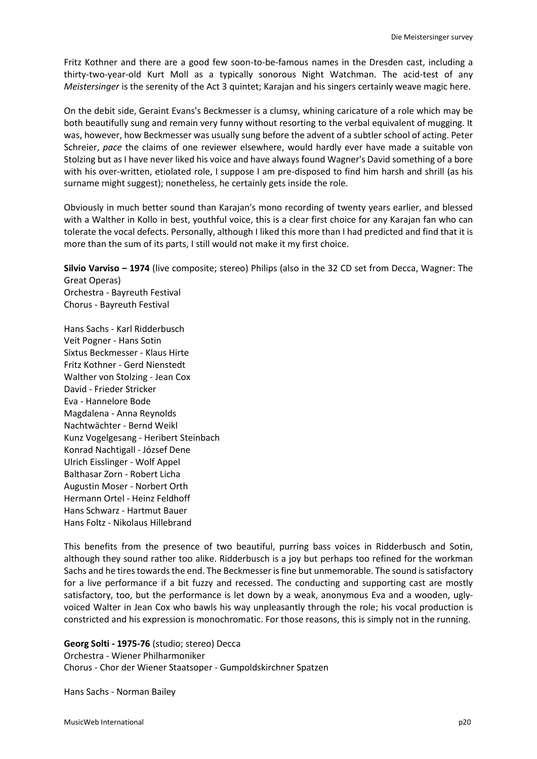Fritz Kothner and there are a good few soon-to-be-famous names in the Dresden cast, including a thirty-two-year-old Kurt Moll as a typically sonorous Night Watchman. The acid-test of any *Meistersinger* is the serenity of the Act 3 quintet; Karajan and his singers certainly weave magic here.

On the debit side, Geraint Evans's Beckmesser is a clumsy, whining caricature of a role which may be both beautifully sung and remain very funny without resorting to the verbal equivalent of mugging. It was, however, how Beckmesser was usually sung before the advent of a subtler school of acting. Peter Schreier, *pace* the claims of one reviewer elsewhere, would hardly ever have made a suitable von Stolzing but as I have never liked his voice and have always found Wagner's David something of a bore with his over-written, etiolated role, I suppose I am pre-disposed to find him harsh and shrill (as his surname might suggest); nonetheless, he certainly gets inside the role.

Obviously in much better sound than Karajan's mono recording of twenty years earlier, and blessed with a Walther in Kollo in best, youthful voice, this is a clear first choice for any Karajan fan who can tolerate the vocal defects. Personally, although I liked this more than I had predicted and find that it is more than the sum of its parts, I still would not make it my first choice.

**Silvio Varviso – 1974** (live composite; stereo) Philips (also in the 32 CD set from Decca, Wagner: The Great Operas)
Orchestra - Bayreuth Festival
Chorus - Bayreuth Festival

Hans Sachs - Karl Ridderbusch
Veit Pogner - Hans Sotin
Sixtus Beckmesser - Klaus Hirte
Fritz Kothner - Gerd Nienstedt
Walther von Stolzing - Jean Cox
David - Frieder Stricker
Eva - Hannelore Bode
Magdalena - Anna Reynolds
Nachtwächter - Bernd Weikl
Kunz Vogelgesang - Heribert Steinbach
Konrad Nachtigall - József Dene
Ulrich Eisslinger - Wolf Appel
Balthasar Zorn - Robert Licha
Augustin Moser - Norbert Orth
Hermann Ortel - Heinz Feldhoff
Hans Schwarz - Hartmut Bauer
Hans Foltz - Nikolaus Hillebrand

This benefits from the presence of two beautiful, purring bass voices in Ridderbusch and Sotin, although they sound rather too alike. Ridderbusch is a joy but perhaps too refined for the workman Sachs and he tires towards the end. The Beckmesser is fine but unmemorable. The sound is satisfactory for a live performance if a bit fuzzy and recessed. The conducting and supporting cast are mostly satisfactory, too, but the performance is let down by a weak, anonymous Eva and a wooden, ugly-voiced Walter in Jean Cox who bawls his way unpleasantly through the role; his vocal production is constricted and his expression is monochromatic. For those reasons, this is simply not in the running.

**Georg Solti - 1975-76** (studio; stereo) Decca
Orchestra - Wiener Philharmoniker
Chorus - Chor der Wiener Staatsoper - Gumpoldskirchner Spatzen

Hans Sachs - Norman Bailey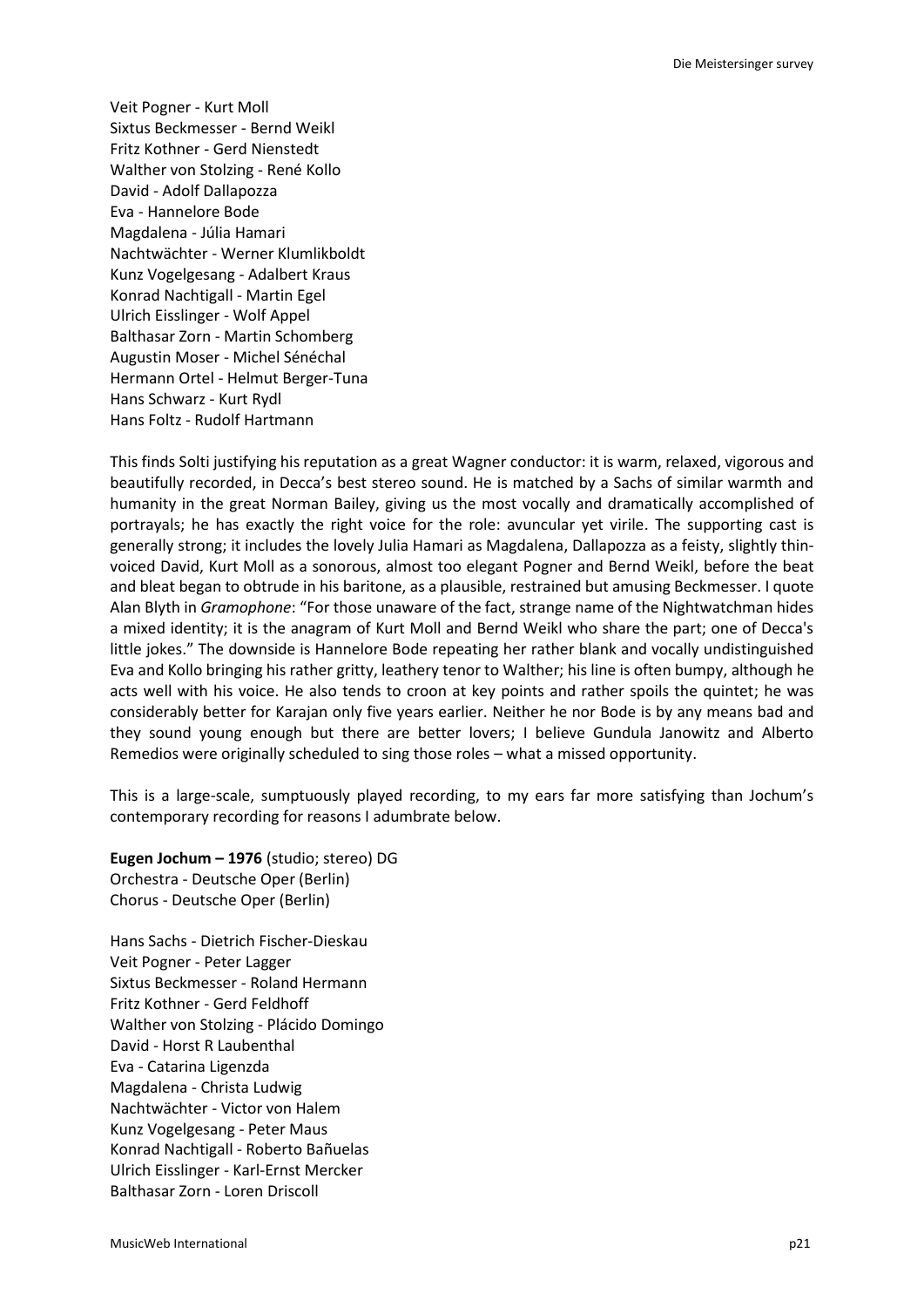Veit Pogner - Kurt Moll
Sixtus Beckmesser - Bernd Weikl
Fritz Kothner - Gerd Nienstedt
Walther von Stolzing - René Kollo
David - Adolf Dallapozza
Eva - Hannelore Bode
Magdalena - Júlia Hamari
Nachtwächter - Werner Klumlikboldt
Kunz Vogelgesang - Adalbert Kraus
Konrad Nachtigall - Martin Egel
Ulrich Eisslinger - Wolf Appel
Balthasar Zorn - Martin Schomberg
Augustin Moser - Michel Sénéchal
Hermann Ortel - Helmut Berger-Tuna
Hans Schwarz - Kurt Rydl
Hans Foltz - Rudolf Hartmann

This finds Solti justifying his reputation as a great Wagner conductor: it is warm, relaxed, vigorous and beautifully recorded, in Decca's best stereo sound. He is matched by a Sachs of similar warmth and humanity in the great Norman Bailey, giving us the most vocally and dramatically accomplished of portrayals; he has exactly the right voice for the role: avuncular yet virile. The supporting cast is generally strong; it includes the lovely Julia Hamari as Magdalena, Dallapozza as a feisty, slightly thin-voiced David, Kurt Moll as a sonorous, almost too elegant Pogner and Bernd Weikl, before the beat and bleat began to obtrude in his baritone, as a plausible, restrained but amusing Beckmesser. I quote Alan Blyth in *Gramophone*: "For those unaware of the fact, strange name of the Nightwatchman hides a mixed identity; it is the anagram of Kurt Moll and Bernd Weikl who share the part; one of Decca's little jokes." The downside is Hannelore Bode repeating her rather blank and vocally undistinguished Eva and Kollo bringing his rather gritty, leathery tenor to Walther; his line is often bumpy, although he acts well with his voice. He also tends to croon at key points and rather spoils the quintet; he was considerably better for Karajan only five years earlier. Neither he nor Bode is by any means bad and they sound young enough but there are better lovers; I believe Gundula Janowitz and Alberto Remedios were originally scheduled to sing those roles – what a missed opportunity.

This is a large-scale, sumptuously played recording, to my ears far more satisfying than Jochum's contemporary recording for reasons I adumbrate below.

**Eugen Jochum – 1976** (studio; stereo) DG
Orchestra - Deutsche Oper (Berlin)
Chorus - Deutsche Oper (Berlin)

Hans Sachs - Dietrich Fischer-Dieskau
Veit Pogner - Peter Lagger
Sixtus Beckmesser - Roland Hermann
Fritz Kothner - Gerd Feldhoff
Walther von Stolzing - Plácido Domingo
David - Horst R Laubenthal
Eva - Catarina Ligenzda
Magdalena - Christa Ludwig
Nachtwächter - Victor von Halem
Kunz Vogelgesang - Peter Maus
Konrad Nachtigall - Roberto Bañuelas
Ulrich Eisslinger - Karl-Ernst Mercker
Balthasar Zorn - Loren Driscoll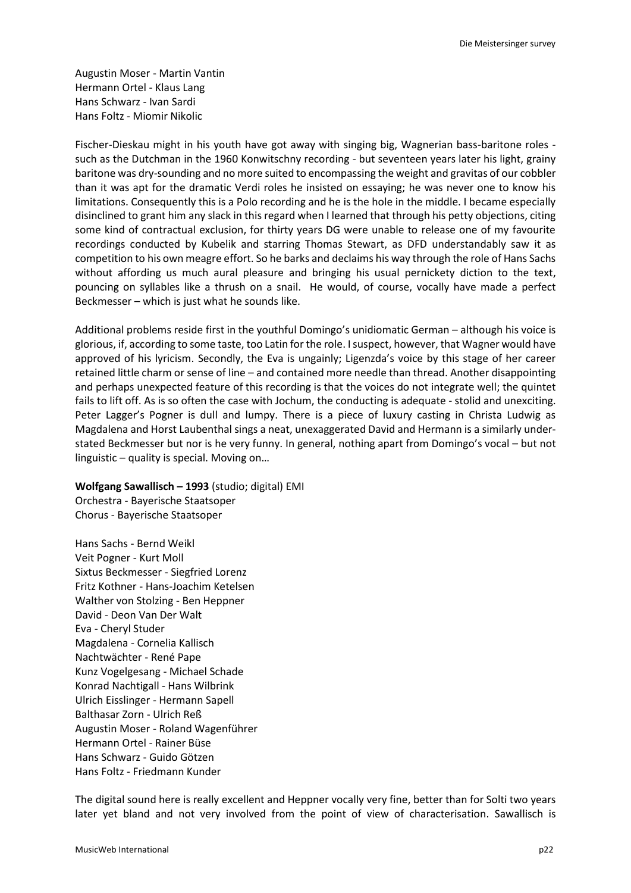Augustin Moser - Martin Vantin
Hermann Ortel - Klaus Lang
Hans Schwarz - Ivan Sardi
Hans Foltz - Miomir Nikolic

Fischer-Dieskau might in his youth have got away with singing big, Wagnerian bass-baritone roles - such as the Dutchman in the 1960 Konwitschny recording - but seventeen years later his light, grainy baritone was dry-sounding and no more suited to encompassing the weight and gravitas of our cobbler than it was apt for the dramatic Verdi roles he insisted on essaying; he was never one to know his limitations. Consequently this is a Polo recording and he is the hole in the middle. I became especially disinclined to grant him any slack in this regard when I learned that through his petty objections, citing some kind of contractual exclusion, for thirty years DG were unable to release one of my favourite recordings conducted by Kubelik and starring Thomas Stewart, as DFD understandably saw it as competition to his own meagre effort. So he barks and declaims his way through the role of Hans Sachs without affording us much aural pleasure and bringing his usual pernickety diction to the text, pouncing on syllables like a thrush on a snail. He would, of course, vocally have made a perfect Beckmesser – which is just what he sounds like.

Additional problems reside first in the youthful Domingo's unidiomatic German – although his voice is glorious, if, according to some taste, too Latin for the role. I suspect, however, that Wagner would have approved of his lyricism. Secondly, the Eva is ungainly; Ligenzda's voice by this stage of her career retained little charm or sense of line – and contained more needle than thread. Another disappointing and perhaps unexpected feature of this recording is that the voices do not integrate well; the quintet fails to lift off. As is so often the case with Jochum, the conducting is adequate - stolid and unexciting. Peter Lagger's Pogner is dull and lumpy. There is a piece of luxury casting in Christa Ludwig as Magdalena and Horst Laubenthal sings a neat, unexaggerated David and Hermann is a similarly under-stated Beckmesser but nor is he very funny. In general, nothing apart from Domingo's vocal – but not linguistic – quality is special. Moving on…

**Wolfgang Sawallisch – 1993** (studio; digital) EMI
Orchestra - Bayerische Staatsoper
Chorus - Bayerische Staatsoper

Hans Sachs - Bernd Weikl
Veit Pogner - Kurt Moll
Sixtus Beckmesser - Siegfried Lorenz
Fritz Kothner - Hans-Joachim Ketelsen
Walther von Stolzing - Ben Heppner
David - Deon Van Der Walt
Eva - Cheryl Studer
Magdalena - Cornelia Kallisch
Nachtwächter - René Pape
Kunz Vogelgesang - Michael Schade
Konrad Nachtigall - Hans Wilbrink
Ulrich Eisslinger - Hermann Sapell
Balthasar Zorn - Ulrich Reß
Augustin Moser - Roland Wagenführer
Hermann Ortel - Rainer Büse
Hans Schwarz - Guido Götzen
Hans Foltz - Friedmann Kunder

The digital sound here is really excellent and Heppner vocally very fine, better than for Solti two years later yet bland and not very involved from the point of view of characterisation. Sawallisch is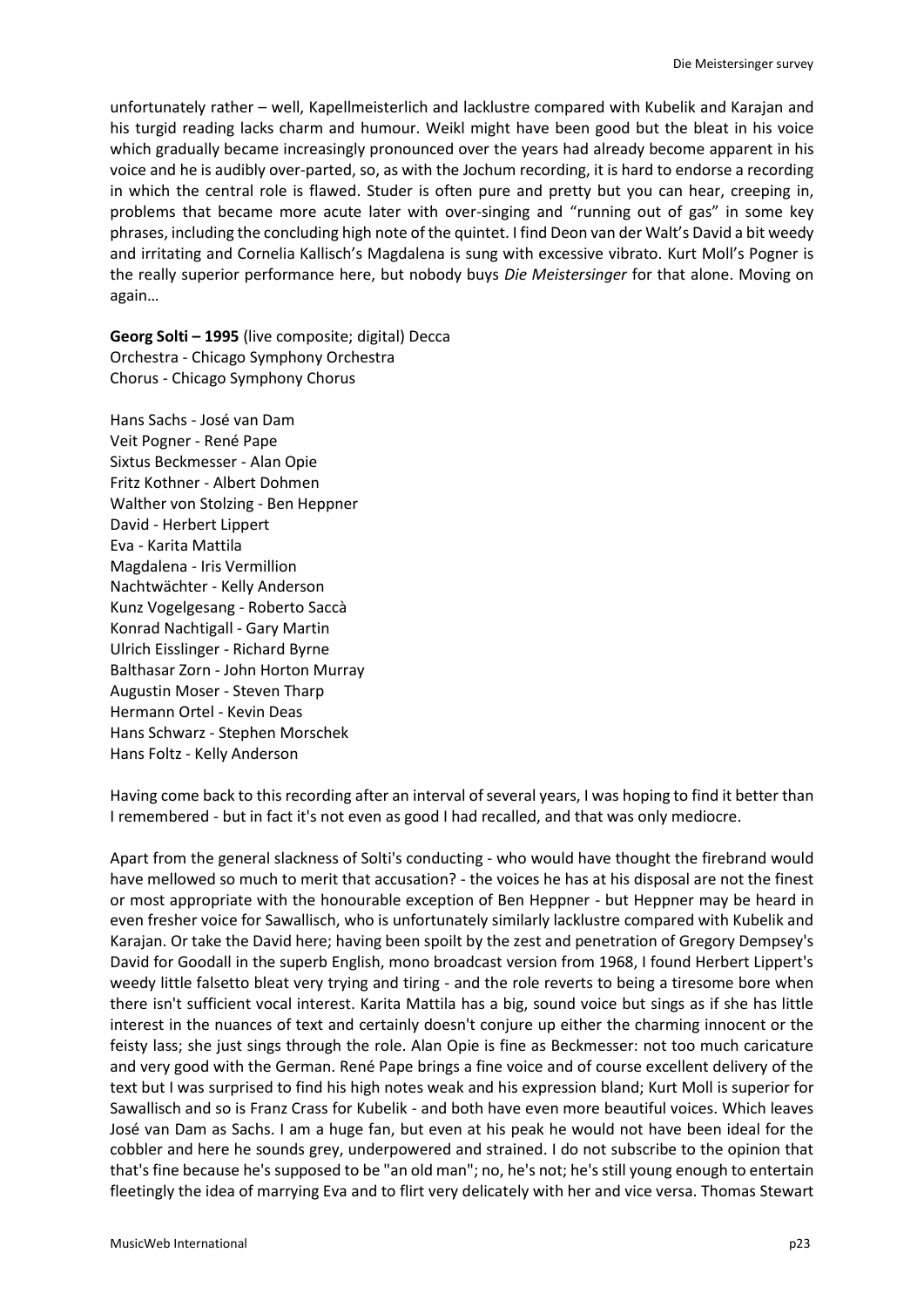unfortunately rather – well, Kapellmeisterlich and lacklustre compared with Kubelik and Karajan and his turgid reading lacks charm and humour. Weikl might have been good but the bleat in his voice which gradually became increasingly pronounced over the years had already become apparent in his voice and he is audibly over-parted, so, as with the Jochum recording, it is hard to endorse a recording in which the central role is flawed. Studer is often pure and pretty but you can hear, creeping in, problems that became more acute later with over-singing and "running out of gas" in some key phrases, including the concluding high note of the quintet. I find Deon van der Walt's David a bit weedy and irritating and Cornelia Kallisch's Magdalena is sung with excessive vibrato. Kurt Moll's Pogner is the really superior performance here, but nobody buys *Die Meistersinger* for that alone. Moving on again…

**Georg Solti – 1995** (live composite; digital) Decca
Orchestra - Chicago Symphony Orchestra
Chorus - Chicago Symphony Chorus

Hans Sachs - José van Dam
Veit Pogner - René Pape
Sixtus Beckmesser - Alan Opie
Fritz Kothner - Albert Dohmen
Walther von Stolzing - Ben Heppner
David - Herbert Lippert
Eva - Karita Mattila
Magdalena - Iris Vermillion
Nachtwächter - Kelly Anderson
Kunz Vogelgesang - Roberto Saccà
Konrad Nachtigall - Gary Martin
Ulrich Eisslinger - Richard Byrne
Balthasar Zorn - John Horton Murray
Augustin Moser - Steven Tharp
Hermann Ortel - Kevin Deas
Hans Schwarz - Stephen Morschek
Hans Foltz - Kelly Anderson

Having come back to this recording after an interval of several years, I was hoping to find it better than I remembered - but in fact it's not even as good I had recalled, and that was only mediocre.

Apart from the general slackness of Solti's conducting - who would have thought the firebrand would have mellowed so much to merit that accusation? - the voices he has at his disposal are not the finest or most appropriate with the honourable exception of Ben Heppner - but Heppner may be heard in even fresher voice for Sawallisch, who is unfortunately similarly lacklustre compared with Kubelik and Karajan. Or take the David here; having been spoilt by the zest and penetration of Gregory Dempsey's David for Goodall in the superb English, mono broadcast version from 1968, I found Herbert Lippert's weedy little falsetto bleat very trying and tiring - and the role reverts to being a tiresome bore when there isn't sufficient vocal interest. Karita Mattila has a big, sound voice but sings as if she has little interest in the nuances of text and certainly doesn't conjure up either the charming innocent or the feisty lass; she just sings through the role. Alan Opie is fine as Beckmesser: not too much caricature and very good with the German. René Pape brings a fine voice and of course excellent delivery of the text but I was surprised to find his high notes weak and his expression bland; Kurt Moll is superior for Sawallisch and so is Franz Crass for Kubelik - and both have even more beautiful voices. Which leaves José van Dam as Sachs. I am a huge fan, but even at his peak he would not have been ideal for the cobbler and here he sounds grey, underpowered and strained. I do not subscribe to the opinion that that's fine because he's supposed to be "an old man"; no, he's not; he's still young enough to entertain fleetingly the idea of marrying Eva and to flirt very delicately with her and vice versa. Thomas Stewart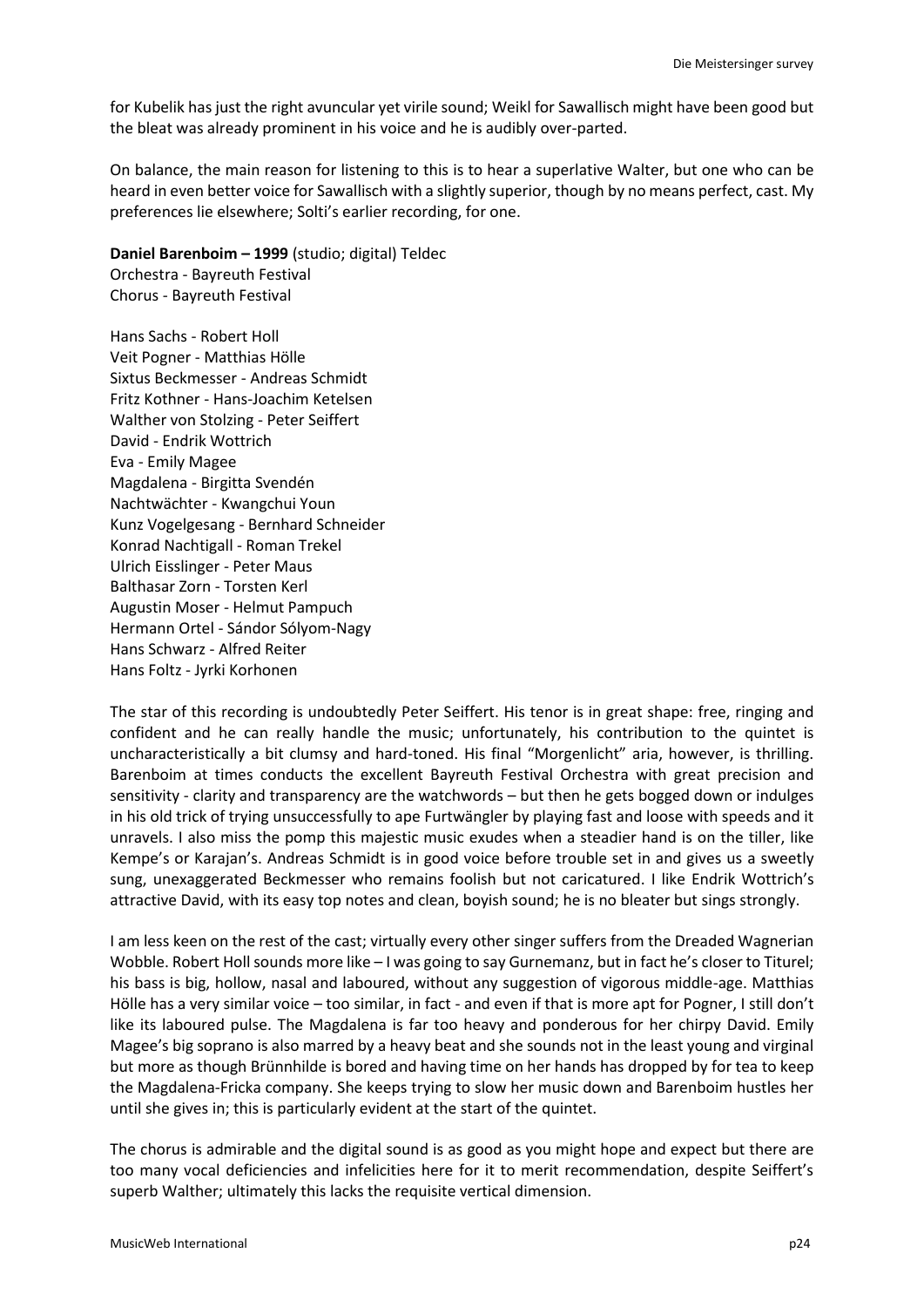for Kubelik has just the right avuncular yet virile sound; Weikl for Sawallisch might have been good but the bleat was already prominent in his voice and he is audibly over-parted.

On balance, the main reason for listening to this is to hear a superlative Walter, but one who can be heard in even better voice for Sawallisch with a slightly superior, though by no means perfect, cast. My preferences lie elsewhere; Solti's earlier recording, for one.

**Daniel Barenboim – 1999** (studio; digital) Teldec
Orchestra - Bayreuth Festival
Chorus - Bayreuth Festival

Hans Sachs - Robert Holl
Veit Pogner - Matthias Hölle
Sixtus Beckmesser - Andreas Schmidt
Fritz Kothner - Hans-Joachim Ketelsen
Walther von Stolzing - Peter Seiffert
David - Endrik Wottrich
Eva - Emily Magee
Magdalena - Birgitta Svendén
Nachtwächter - Kwangchui Youn
Kunz Vogelgesang - Bernhard Schneider
Konrad Nachtigall - Roman Trekel
Ulrich Eisslinger - Peter Maus
Balthasar Zorn - Torsten Kerl
Augustin Moser - Helmut Pampuch
Hermann Ortel - Sándor Sólyom-Nagy
Hans Schwarz - Alfred Reiter
Hans Foltz - Jyrki Korhonen

The star of this recording is undoubtedly Peter Seiffert. His tenor is in great shape: free, ringing and confident and he can really handle the music; unfortunately, his contribution to the quintet is uncharacteristically a bit clumsy and hard-toned. His final "Morgenlicht" aria, however, is thrilling. Barenboim at times conducts the excellent Bayreuth Festival Orchestra with great precision and sensitivity - clarity and transparency are the watchwords – but then he gets bogged down or indulges in his old trick of trying unsuccessfully to ape Furtwängler by playing fast and loose with speeds and it unravels. I also miss the pomp this majestic music exudes when a steadier hand is on the tiller, like Kempe's or Karajan's. Andreas Schmidt is in good voice before trouble set in and gives us a sweetly sung, unexaggerated Beckmesser who remains foolish but not caricatured. I like Endrik Wottrich's attractive David, with its easy top notes and clean, boyish sound; he is no bleater but sings strongly.

I am less keen on the rest of the cast; virtually every other singer suffers from the Dreaded Wagnerian Wobble. Robert Holl sounds more like – I was going to say Gurnemanz, but in fact he's closer to Titurel; his bass is big, hollow, nasal and laboured, without any suggestion of vigorous middle-age. Matthias Hölle has a very similar voice – too similar, in fact - and even if that is more apt for Pogner, I still don't like its laboured pulse. The Magdalena is far too heavy and ponderous for her chirpy David. Emily Magee's big soprano is also marred by a heavy beat and she sounds not in the least young and virginal but more as though Brünnhilde is bored and having time on her hands has dropped by for tea to keep the Magdalena-Fricka company. She keeps trying to slow her music down and Barenboim hustles her until she gives in; this is particularly evident at the start of the quintet.

The chorus is admirable and the digital sound is as good as you might hope and expect but there are too many vocal deficiencies and infelicities here for it to merit recommendation, despite Seiffert's superb Walther; ultimately this lacks the requisite vertical dimension.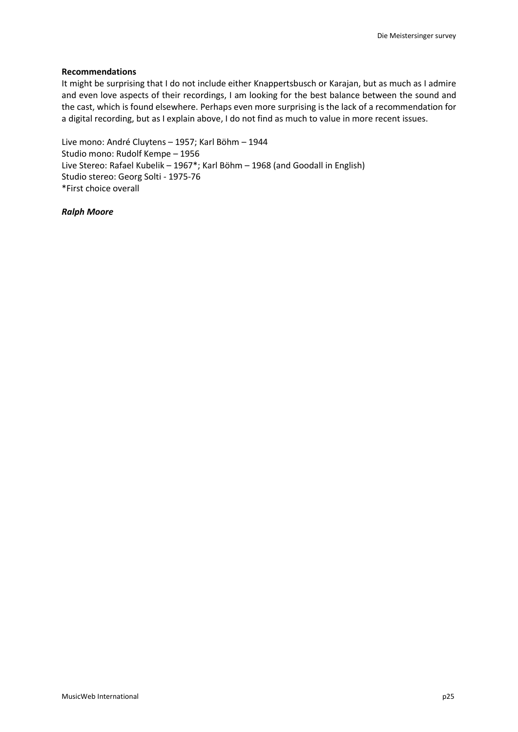**Recommendations**

It might be surprising that I do not include either Knappertsbusch or Karajan, but as much as I admire and even love aspects of their recordings, I am looking for the best balance between the sound and the cast, which is found elsewhere. Perhaps even more surprising is the lack of a recommendation for a digital recording, but as I explain above, I do not find as much to value in more recent issues.

Live mono: André Cluytens – 1957; Karl Böhm – 1944
Studio mono: Rudolf Kempe – 1956
Live Stereo: Rafael Kubelik – 1967*; Karl Böhm – 1968 (and Goodall in English)
Studio stereo: Georg Solti - 1975-76
*First choice overall

***Ralph Moore***